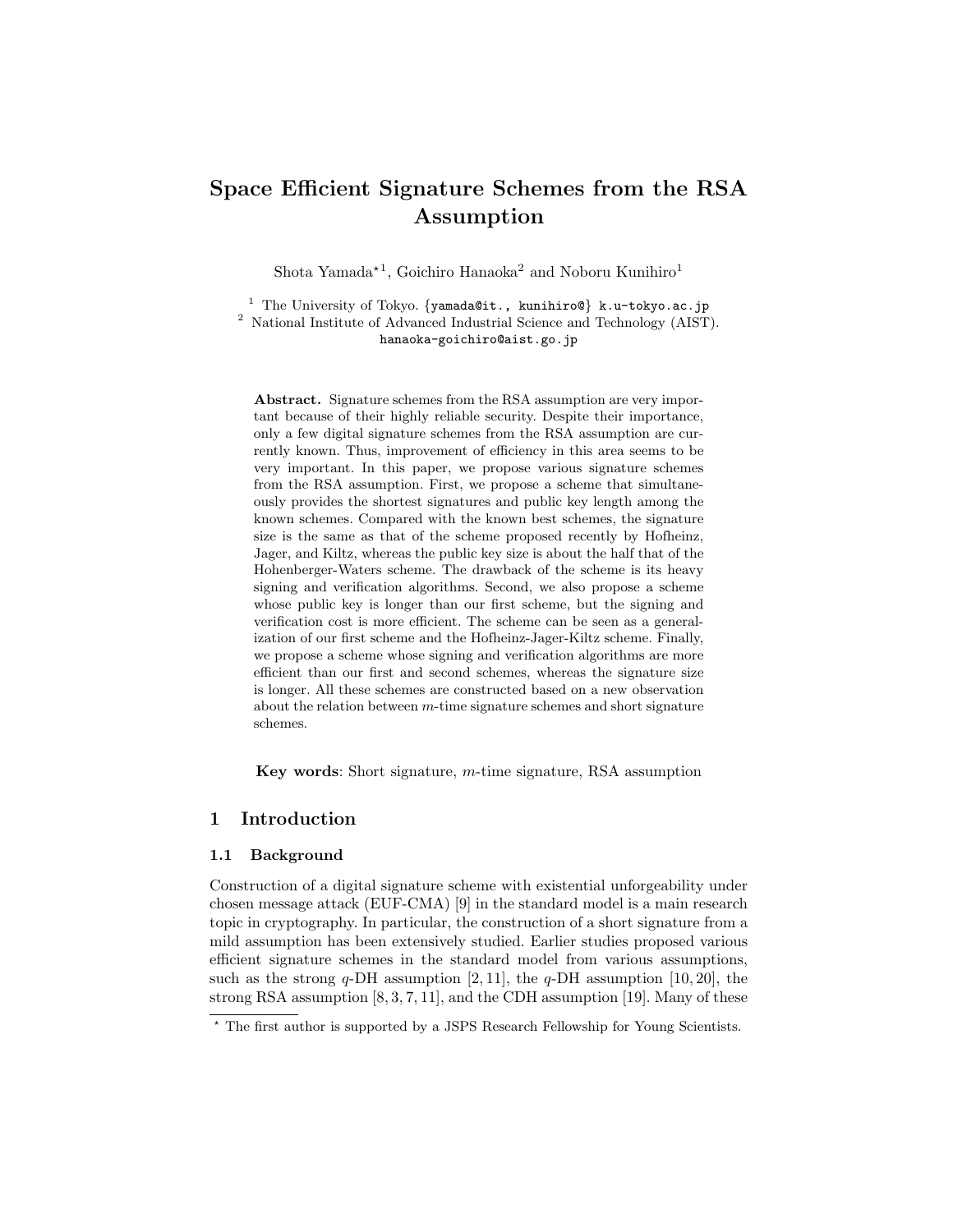# Space Efficient Signature Schemes from the RSA Assumption

Shota Yamada*[1], Goichiro Hanaoka[2] and Noboru Kunihiro[1]

[1] The University of Tokyo. {yamada@it., kunihiro@} k.u-tokyo.ac.jp
[2] National Institute of Advanced Industrial Science and Technology (AIST). hanaoka-goichiro@aist.go.jp

**Abstract.** Signature schemes from the RSA assumption are very important because of their highly reliable security. Despite their importance, only a few digital signature schemes from the RSA assumption are currently known. Thus, improvement of efficiency in this area seems to be very important. In this paper, we propose various signature schemes from the RSA assumption. First, we propose a scheme that simultaneously provides the shortest signatures and public key length among the known schemes. Compared with the known best schemes, the signature size is the same as that of the scheme proposed recently by Hofheinz, Jager, and Kiltz, whereas the public key size is about the half that of the Hohenberger-Waters scheme. The drawback of the scheme is its heavy signing and verification algorithms. Second, we also propose a scheme whose public key is longer than our first scheme, but the signing and verification cost is more efficient. The scheme can be seen as a generalization of our first scheme and the Hofheinz-Jager-Kiltz scheme. Finally, we propose a scheme whose signing and verification algorithms are more efficient than our first and second schemes, whereas the signature size is longer. All these schemes are constructed based on a new observation about the relation between $m$-time signature schemes and short signature schemes.

**Key words**: Short signature, $m$-time signature, RSA assumption

## 1 Introduction

### 1.1 Background

Construction of a digital signature scheme with existential unforgeability under chosen message attack (EUF-CMA) [9] in the standard model is a main research topic in cryptography. In particular, the construction of a short signature from a mild assumption has been extensively studied. Earlier studies proposed various efficient signature schemes in the standard model from various assumptions, such as the strong $q$-DH assumption [2, 11], the $q$-DH assumption [10, 20], the strong RSA assumption [8, 3, 7, 11], and the CDH assumption [19]. Many of these

* The first author is supported by a JSPS Research Fellowship for Young Scientists.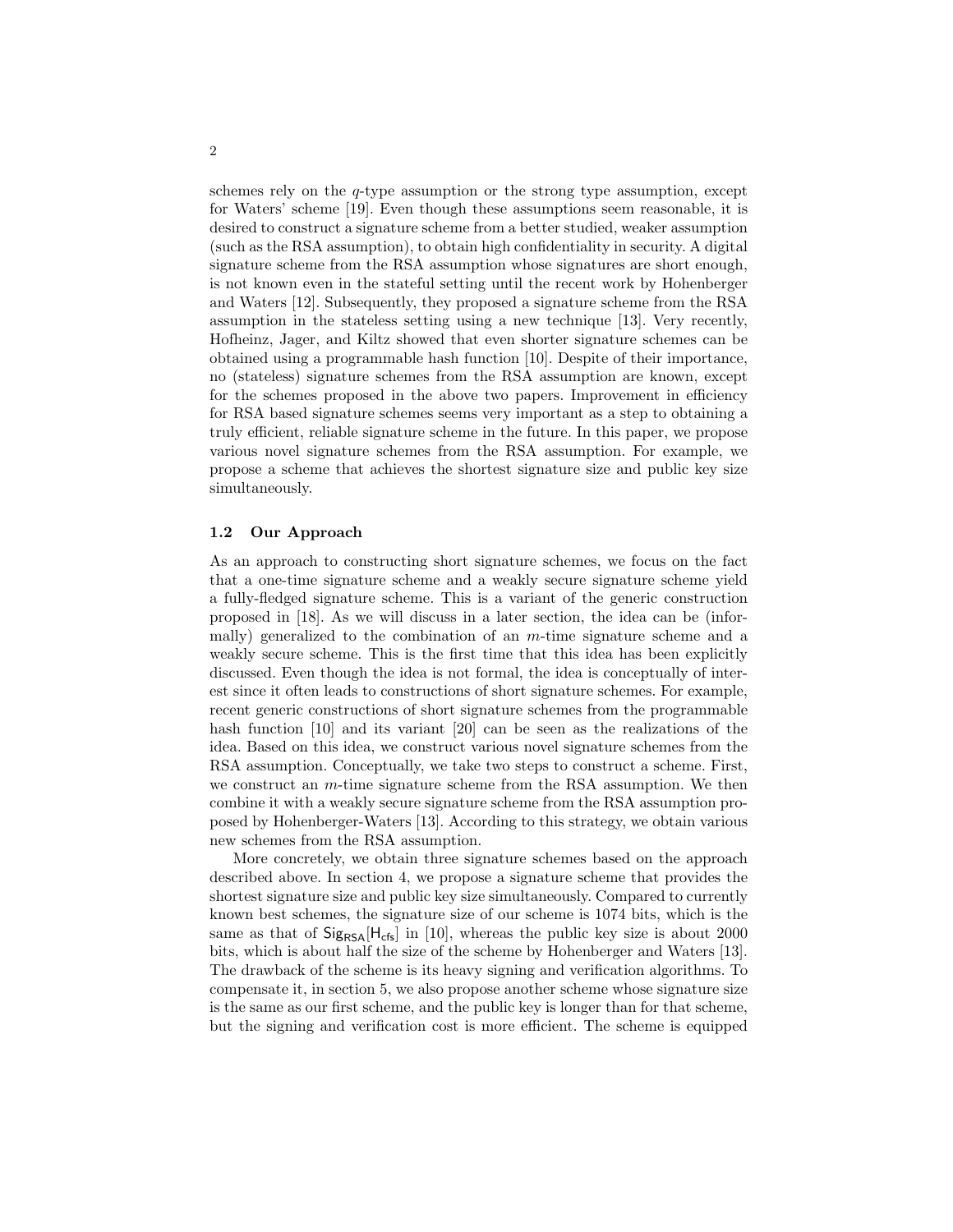schemes rely on the $q$-type assumption or the strong type assumption, except for Waters' scheme [19]. Even though these assumptions seem reasonable, it is desired to construct a signature scheme from a better studied, weaker assumption (such as the RSA assumption), to obtain high confidentiality in security. A digital signature scheme from the RSA assumption whose signatures are short enough, is not known even in the stateful setting until the recent work by Hohenberger and Waters [12]. Subsequently, they proposed a signature scheme from the RSA assumption in the stateless setting using a new technique [13]. Very recently, Hofheinz, Jager, and Kiltz showed that even shorter signature schemes can be obtained using a programmable hash function [10]. Despite of their importance, no (stateless) signature schemes from the RSA assumption are known, except for the schemes proposed in the above two papers. Improvement in efficiency for RSA based signature schemes seems very important as a step to obtaining a truly efficient, reliable signature scheme in the future. In this paper, we propose various novel signature schemes from the RSA assumption. For example, we propose a scheme that achieves the shortest signature size and public key size simultaneously.

### 1.2 Our Approach

As an approach to constructing short signature schemes, we focus on the fact that a one-time signature scheme and a weakly secure signature scheme yield a fully-fledged signature scheme. This is a variant of the generic construction proposed in [18]. As we will discuss in a later section, the idea can be (informally) generalized to the combination of an $m$-time signature scheme and a weakly secure scheme. This is the first time that this idea has been explicitly discussed. Even though the idea is not formal, the idea is conceptually of interest since it often leads to constructions of short signature schemes. For example, recent generic constructions of short signature schemes from the programmable hash function [10] and its variant [20] can be seen as the realizations of the idea. Based on this idea, we construct various novel signature schemes from the RSA assumption. Conceptually, we take two steps to construct a scheme. First, we construct an $m$-time signature scheme from the RSA assumption. We then combine it with a weakly secure signature scheme from the RSA assumption proposed by Hohenberger-Waters [13]. According to this strategy, we obtain various new schemes from the RSA assumption.

More concretely, we obtain three signature schemes based on the approach described above. In section 4, we propose a signature scheme that provides the shortest signature size and public key size simultaneously. Compared to currently known best schemes, the signature size of our scheme is 1074 bits, which is the same as that of $\mathsf{Sig}_{\mathsf{RSA}}[\mathsf{H}_{\mathsf{cfs}}]$ in [10], whereas the public key size is about 2000 bits, which is about half the size of the scheme by Hohenberger and Waters [13]. The drawback of the scheme is its heavy signing and verification algorithms. To compensate it, in section 5, we also propose another scheme whose signature size is the same as our first scheme, and the public key is longer than for that scheme, but the signing and verification cost is more efficient. The scheme is equipped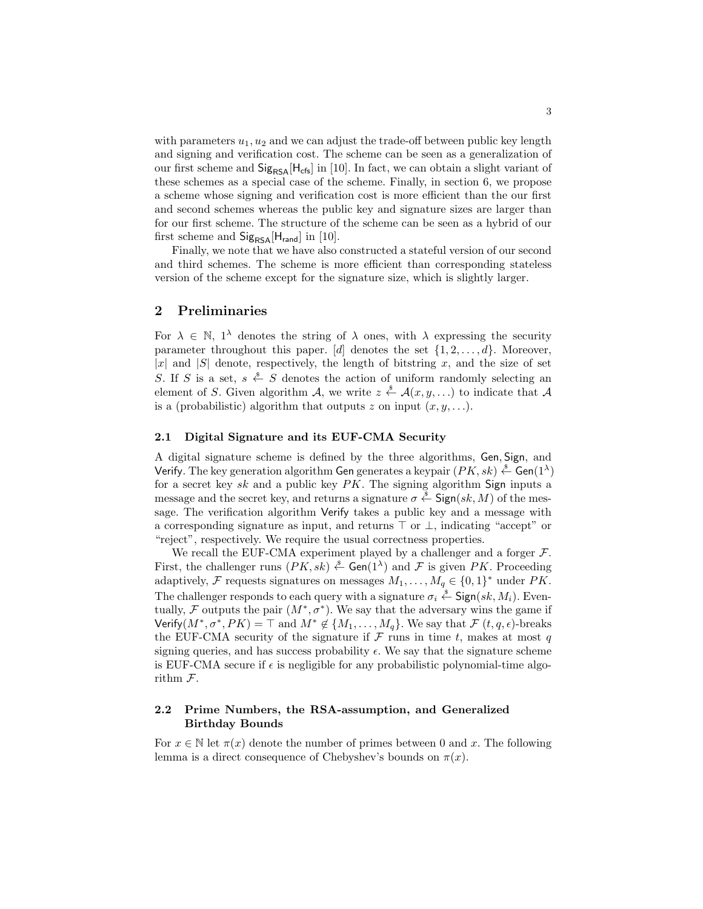with parameters $u_1, u_2$ and we can adjust the trade-off between public key length and signing and verification cost. The scheme can be seen as a generalization of our first scheme and $\mathsf{Sig}_{\mathsf{RSA}}[\mathsf{H}_{\mathsf{cfs}}]$ in [10]. In fact, we can obtain a slight variant of these schemes as a special case of the scheme. Finally, in section 6, we propose a scheme whose signing and verification cost is more efficient than the our first and second schemes whereas the public key and signature sizes are larger than for our first scheme. The structure of the scheme can be seen as a hybrid of our first scheme and $\mathsf{Sig}_{\mathsf{RSA}}[\mathsf{H}_{\mathsf{rand}}]$ in [10].

Finally, we note that we have also constructed a stateful version of our second and third schemes. The scheme is more efficient than corresponding stateless version of the scheme except for the signature size, which is slightly larger.

## 2 Preliminaries

For $\lambda \in \mathbb{N}$, $1^\lambda$ denotes the string of $\lambda$ ones, with $\lambda$ expressing the security parameter throughout this paper. $[d]$ denotes the set $\{1, 2, \ldots, d\}$. Moreover, $|x|$ and $|S|$ denote, respectively, the length of bitstring $x$, and the size of set $S$. If $S$ is a set, $s \xleftarrow{\$} S$ denotes the action of uniform randomly selecting an element of $S$. Given algorithm $\mathcal{A}$, we write $z \xleftarrow{\$} \mathcal{A}(x, y, \ldots)$ to indicate that $\mathcal{A}$ is a (probabilistic) algorithm that outputs $z$ on input $(x, y, \ldots)$.

### 2.1 Digital Signature and its EUF-CMA Security

A digital signature scheme is defined by the three algorithms, $\mathsf{Gen}, \mathsf{Sign}$, and $\mathsf{Verify}$. The key generation algorithm $\mathsf{Gen}$ generates a keypair $(PK, sk) \xleftarrow{\$} \mathsf{Gen}(1^\lambda)$ for a secret key $sk$ and a public key $PK$. The signing algorithm $\mathsf{Sign}$ inputs a message and the secret key, and returns a signature $\sigma \xleftarrow{\$} \mathsf{Sign}(sk, M)$ of the message. The verification algorithm $\mathsf{Verify}$ takes a public key and a message with a corresponding signature as input, and returns $\top$ or $\perp$, indicating "accept" or "reject", respectively. We require the usual correctness properties.

We recall the EUF-CMA experiment played by a challenger and a forger $\mathcal{F}$. First, the challenger runs $(PK, sk) \xleftarrow{\$} \mathsf{Gen}(1^\lambda)$ and $\mathcal{F}$ is given $PK$. Proceeding adaptively, $\mathcal{F}$ requests signatures on messages $M_1, \ldots, M_q \in \{0,1\}^*$ under $PK$. The challenger responds to each query with a signature $\sigma_i \xleftarrow{\$} \mathsf{Sign}(sk, M_i)$. Eventually, $\mathcal{F}$ outputs the pair $(M^*, \sigma^*)$. We say that the adversary wins the game if $\mathsf{Verify}(M^*, \sigma^*, PK) = \top$ and $M^* \notin \{M_1, \ldots, M_q\}$. We say that $\mathcal{F}$ $(t, q, \epsilon)$-breaks the EUF-CMA security of the signature if $\mathcal{F}$ runs in time $t$, makes at most $q$ signing queries, and has success probability $\epsilon$. We say that the signature scheme is EUF-CMA secure if $\epsilon$ is negligible for any probabilistic polynomial-time algorithm $\mathcal{F}$.

### 2.2 Prime Numbers, the RSA-assumption, and Generalized Birthday Bounds

For $x \in \mathbb{N}$ let $\pi(x)$ denote the number of primes between 0 and $x$. The following lemma is a direct consequence of Chebyshev's bounds on $\pi(x)$.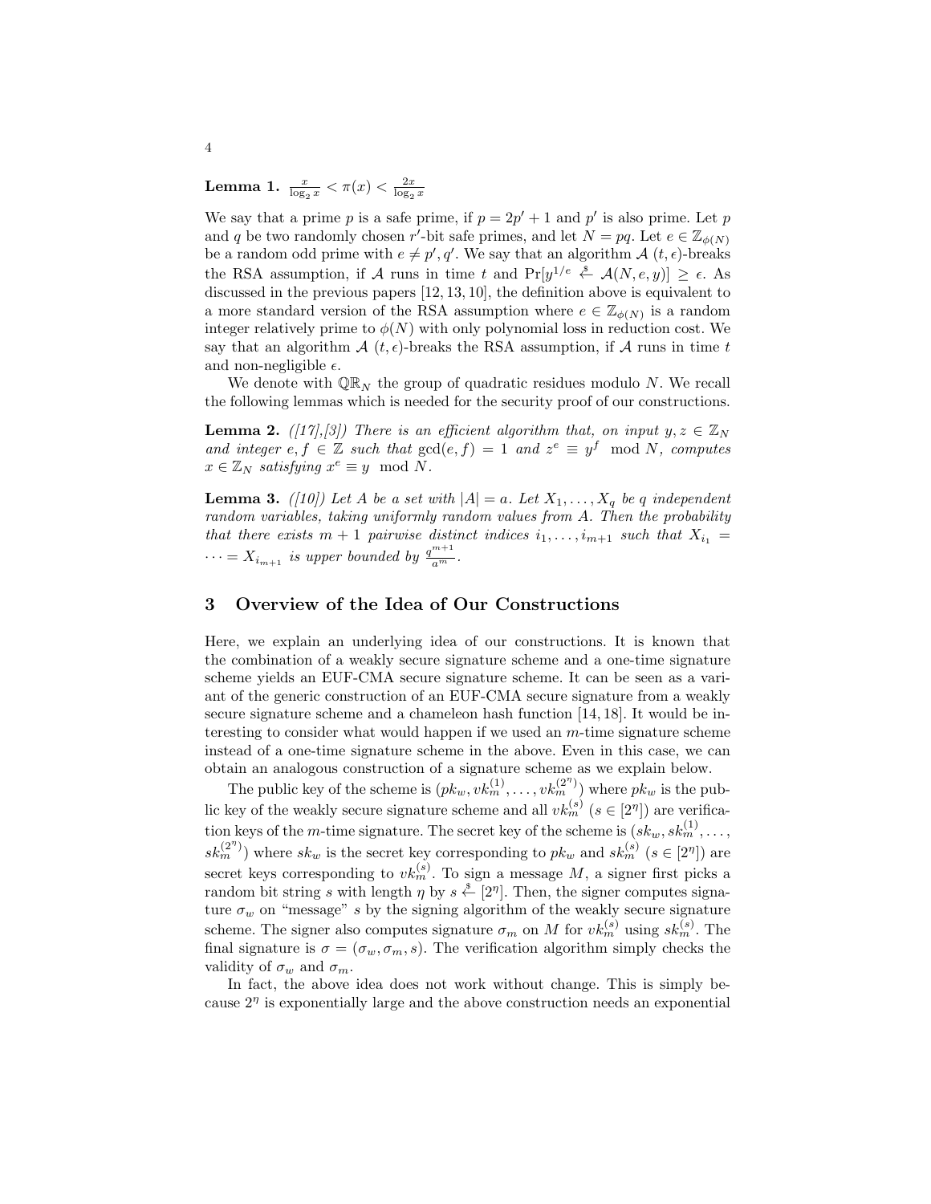**Lemma 1.** $\frac{x}{\log_2 x} < \pi(x) < \frac{2x}{\log_2 x}$

We say that a prime $p$ is a safe prime, if $p = 2p' + 1$ and $p'$ is also prime. Let $p$ and $q$ be two randomly chosen $r'$-bit safe primes, and let $N = pq$. Let $e \in \mathbb{Z}_{\phi(N)}$ be a random odd prime with $e \neq p', q'$. We say that an algorithm $\mathcal{A}$ $(t, \epsilon)$-breaks the RSA assumption, if $\mathcal{A}$ runs in time $t$ and $\Pr[y^{1/e} \xleftarrow{\$} \mathcal{A}(N, e, y)] \geq \epsilon$. As discussed in the previous papers [12, 13, 10], the definition above is equivalent to a more standard version of the RSA assumption where $e \in \mathbb{Z}_{\phi(N)}$ is a random integer relatively prime to $\phi(N)$ with only polynomial loss in reduction cost. We say that an algorithm $\mathcal{A}$ $(t, \epsilon)$-breaks the RSA assumption, if $\mathcal{A}$ runs in time $t$ and non-negligible $\epsilon$.

We denote with $\mathbb{QR}_N$ the group of quadratic residues modulo $N$. We recall the following lemmas which is needed for the security proof of our constructions.

**Lemma 2.** *([17],[3]) There is an efficient algorithm that, on input $y, z \in \mathbb{Z}_N$ and integer $e, f \in \mathbb{Z}$ such that $\gcd(e, f) = 1$ and $z^e \equiv y^f \mod N$, computes $x \in \mathbb{Z}_N$ satisfying $x^e \equiv y \mod N$.*

**Lemma 3.** *([10]) Let $A$ be a set with $|A| = a$. Let $X_1, \ldots, X_q$ be $q$ independent random variables, taking uniformly random values from $A$. Then the probability that there exists $m+1$ pairwise distinct indices $i_1, \ldots, i_{m+1}$ such that $X_{i_1} = \cdots = X_{i_{m+1}}$ is upper bounded by $\frac{q^{m+1}}{a^m}$.*

## 3 Overview of the Idea of Our Constructions

Here, we explain an underlying idea of our constructions. It is known that the combination of a weakly secure signature scheme and a one-time signature scheme yields an EUF-CMA secure signature scheme. It can be seen as a variant of the generic construction of an EUF-CMA secure signature from a weakly secure signature scheme and a chameleon hash function [14, 18]. It would be interesting to consider what would happen if we used an $m$-time signature scheme instead of a one-time signature scheme in the above. Even in this case, we can obtain an analogous construction of a signature scheme as we explain below.

The public key of the scheme is $(pk_w, vk_m^{(1)}, \ldots, vk_m^{(2^\eta)})$ where $pk_w$ is the public key of the weakly secure signature scheme and all $vk_m^{(s)}$ $(s \in [2^\eta])$ are verification keys of the $m$-time signature. The secret key of the scheme is $(sk_w, sk_m^{(1)}, \ldots, sk_m^{(2^\eta)})$ where $sk_w$ is the secret key corresponding to $pk_w$ and $sk_m^{(s)}$ $(s \in [2^\eta])$ are secret keys corresponding to $vk_m^{(s)}$. To sign a message $M$, a signer first picks a random bit string $s$ with length $\eta$ by $s \xleftarrow{\$} [2^\eta]$. Then, the signer computes signature $\sigma_w$ on "message" $s$ by the signing algorithm of the weakly secure signature scheme. The signer also computes signature $\sigma_m$ on $M$ for $vk_m^{(s)}$ using $sk_m^{(s)}$. The final signature is $\sigma = (\sigma_w, \sigma_m, s)$. The verification algorithm simply checks the validity of $\sigma_w$ and $\sigma_m$.

In fact, the above idea does not work without change. This is simply because $2^\eta$ is exponentially large and the above construction needs an exponential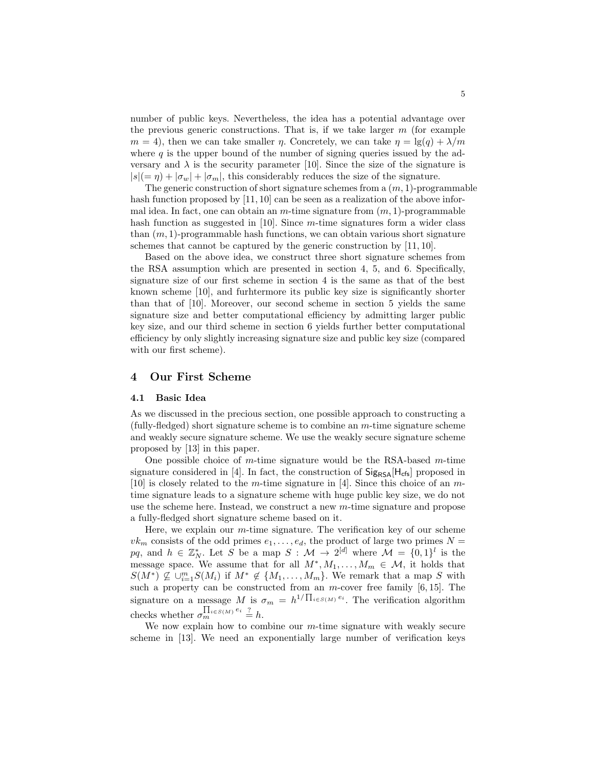number of public keys. Nevertheless, the idea has a potential advantage over the previous generic constructions. That is, if we take larger $m$ (for example $m = 4$), then we can take smaller $\eta$. Concretely, we can take $\eta = \lg(q) + \lambda/m$ where $q$ is the upper bound of the number of signing queries issued by the adversary and $\lambda$ is the security parameter [10]. Since the size of the signature is $|s|(= \eta) + |\sigma_w| + |\sigma_m|$, this considerably reduces the size of the signature.

The generic construction of short signature schemes from a $(m, 1)$-programmable hash function proposed by [11, 10] can be seen as a realization of the above informal idea. In fact, one can obtain an $m$-time signature from $(m, 1)$-programmable hash function as suggested in [10]. Since $m$-time signatures form a wider class than $(m, 1)$-programmable hash functions, we can obtain various short signature schemes that cannot be captured by the generic construction by [11, 10].

Based on the above idea, we construct three short signature schemes from the RSA assumption which are presented in section 4, 5, and 6. Specifically, signature size of our first scheme in section 4 is the same as that of the best known scheme [10], and furhtermore its public key size is significantly shorter than that of [10]. Moreover, our second scheme in section 5 yields the same signature size and better computational efficiency by admitting larger public key size, and our third scheme in section 6 yields further better computational efficiency by only slightly increasing signature size and public key size (compared with our first scheme).

## 4 Our First Scheme

### 4.1 Basic Idea

As we discussed in the precious section, one possible approach to constructing a (fully-fledged) short signature scheme is to combine an $m$-time signature scheme and weakly secure signature scheme. We use the weakly secure signature scheme proposed by [13] in this paper.

One possible choice of $m$-time signature would be the RSA-based $m$-time signature considered in [4]. In fact, the construction of $\mathsf{Sig}_{\mathsf{RSA}}[\mathsf{H}_{\mathsf{cfs}}]$ proposed in [10] is closely related to the $m$-time signature in [4]. Since this choice of an $m$-time signature leads to a signature scheme with huge public key size, we do not use the scheme here. Instead, we construct a new $m$-time signature and propose a fully-fledged short signature scheme based on it.

Here, we explain our $m$-time signature. The verification key of our scheme $vk_m$ consists of the odd primes $e_1, \ldots, e_d$, the product of large two primes $N = pq$, and $h \in \mathbb{Z}_N^*$. Let $S$ be a map $S : \mathcal{M} \to 2^{[d]}$ where $\mathcal{M} = \{0,1\}^l$ is the message space. We assume that for all $M^*, M_1, \ldots, M_m \in \mathcal{M}$, it holds that $S(M^*) \not\subseteq \cup_{i=1}^m S(M_i)$ if $M^* \notin \{M_1, \ldots, M_m\}$. We remark that a map $S$ with such a property can be constructed from an $m$-cover free family [6, 15]. The signature on a message $M$ is $\sigma_m = h^{1/\prod_{i \in S(M)} e_i}$. The verification algorithm checks whether $\sigma_m^{\prod_{i \in S(M)} e_i} \stackrel{?}{=} h$.

We now explain how to combine our $m$-time signature with weakly secure scheme in [13]. We need an exponentially large number of verification keys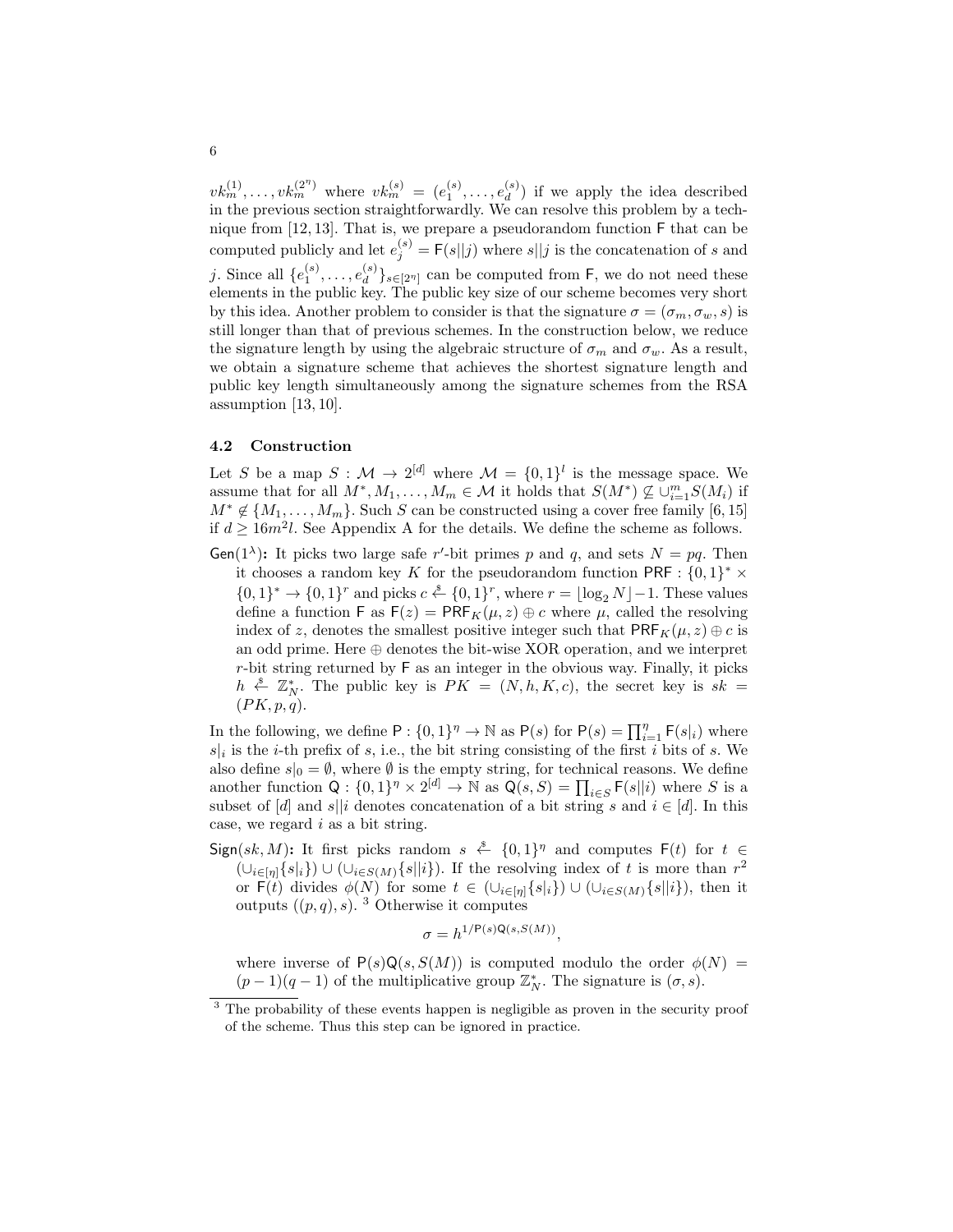$vk_m^{(1)}, \ldots, vk_m^{(2^\eta)}$ where $vk_m^{(s)} = (e_1^{(s)}, \ldots, e_d^{(s)})$ if we apply the idea described in the previous section straightforwardly. We can resolve this problem by a technique from [12, 13]. That is, we prepare a pseudorandom function $\mathsf{F}$ that can be computed publicly and let $e_j^{(s)} = \mathsf{F}(s||j)$ where $s||j$ is the concatenation of $s$ and $j$. Since all $\{e_1^{(s)}, \ldots, e_d^{(s)}\}_{s\in[2^\eta]}$ can be computed from $\mathsf{F}$, we do not need these elements in the public key. The public key size of our scheme becomes very short by this idea. Another problem to consider is that the signature $\sigma = (\sigma_m, \sigma_w, s)$ is still longer than that of previous schemes. In the construction below, we reduce the signature length by using the algebraic structure of $\sigma_m$ and $\sigma_w$. As a result, we obtain a signature scheme that achieves the shortest signature length and public key length simultaneously among the signature schemes from the RSA assumption [13, 10].

### 4.2 Construction

Let $S$ be a map $S : \mathcal{M} \to 2^{[d]}$ where $\mathcal{M} = \{0,1\}^l$ is the message space. We assume that for all $M^*, M_1, \ldots, M_m \in \mathcal{M}$ it holds that $S(M^*) \not\subseteq \cup_{i=1}^m S(M_i)$ if $M^* \notin \{M_1, \ldots, M_m\}$. Such $S$ can be constructed using a cover free family [6, 15] if $d \geq 16m^2 l$. See Appendix A for the details. We define the scheme as follows.

$\mathsf{Gen}(1^\lambda)$**:** It picks two large safe $r'$-bit primes $p$ and $q$, and sets $N = pq$. Then it chooses a random key $K$ for the pseudorandom function $\mathsf{PRF} : \{0,1\}^* \times \{0,1\}^* \to \{0,1\}^r$ and picks $c \xleftarrow{\$} \{0,1\}^r$, where $r = \lfloor \log_2 N \rfloor - 1$. These values define a function $\mathsf{F}$ as $\mathsf{F}(z) = \mathsf{PRF}_K(\mu, z) \oplus c$ where $\mu$, called the resolving index of $z$, denotes the smallest positive integer such that $\mathsf{PRF}_K(\mu, z) \oplus c$ is an odd prime. Here $\oplus$ denotes the bit-wise XOR operation, and we interpret $r$-bit string returned by $\mathsf{F}$ as an integer in the obvious way. Finally, it picks $h \xleftarrow{\$} \mathbb{Z}_N^*$. The public key is $PK = (N, h, K, c)$, the secret key is $sk = (PK, p, q)$.

In the following, we define $\mathsf{P} : \{0,1\}^\eta \to \mathbb{N}$ as $\mathsf{P}(s)$ for $\mathsf{P}(s) = \prod_{i=1}^\eta \mathsf{F}(s|_i)$ where $s|_i$ is the $i$-th prefix of $s$, i.e., the bit string consisting of the first $i$ bits of $s$. We also define $s|_0 = \emptyset$, where $\emptyset$ is the empty string, for technical reasons. We define another function $\mathsf{Q} : \{0,1\}^\eta \times 2^{[d]} \to \mathbb{N}$ as $\mathsf{Q}(s, S) = \prod_{i\in S} \mathsf{F}(s||i)$ where $S$ is a subset of $[d]$ and $s||i$ denotes concatenation of a bit string $s$ and $i \in [d]$. In this case, we regard $i$ as a bit string.

$\mathsf{Sign}(sk, M)$**:** It first picks random $s \xleftarrow{\$} \{0,1\}^\eta$ and computes $\mathsf{F}(t)$ for $t \in (\cup_{i\in[\eta]}\{s|_i\}) \cup (\cup_{i\in S(M)}\{s||i\})$. If the resolving index of $t$ is more than $r^2$ or $\mathsf{F}(t)$ divides $\phi(N)$ for some $t \in (\cup_{i\in[\eta]}\{s|_i\}) \cup (\cup_{i\in S(M)}\{s||i\})$, then it outputs $((p, q), s)$. [3] Otherwise it computes

$$\sigma = h^{1/\mathsf{P}(s)\mathsf{Q}(s,S(M))},$$

where inverse of $\mathsf{P}(s)\mathsf{Q}(s, S(M))$ is computed modulo the order $\phi(N) = (p-1)(q-1)$ of the multiplicative group $\mathbb{Z}_N^*$. The signature is $(\sigma, s)$.

---

[3] The probability of these events happen is negligible as proven in the security proof of the scheme. Thus this step can be ignored in practice.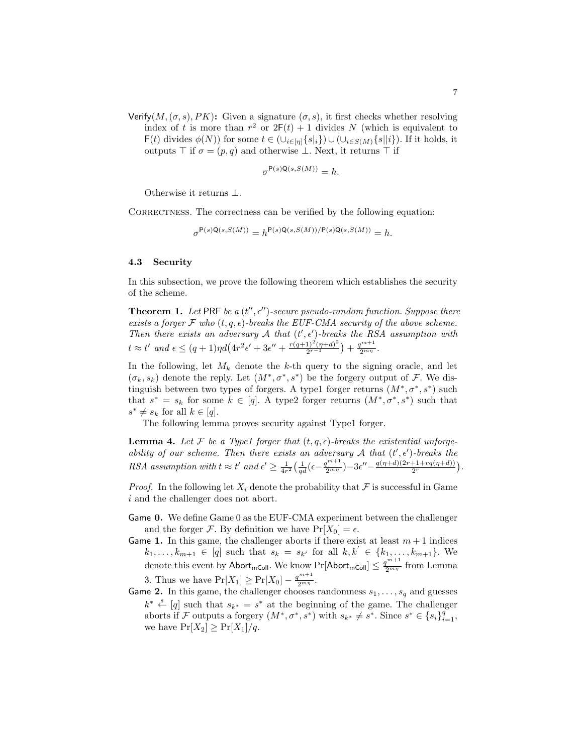Verify$(M, (\sigma, s), PK)$**:** Given a signature $(\sigma, s)$, it first checks whether resolving index of $t$ is more than $r^2$ or $2\mathsf{F}(t)+1$ divides $N$ (which is equivalent to $\mathsf{F}(t)$ divides $\phi(N)$) for some $t \in (\cup_{i\in[\eta]}\{s|_i\}) \cup (\cup_{i \in S(M)}\{s||i\})$. If it holds, it outputs $\top$ if $\sigma = (p, q)$ and otherwise $\perp$. Next, it returns $\top$ if

$$\sigma^{\mathsf{P}(s)\mathsf{Q}(s,S(M))} = h.$$

Otherwise it returns $\perp$.

Correctness. The correctness can be verified by the following equation:

$$\sigma^{\mathsf{P}(s)\mathsf{Q}(s,S(M))} = h^{\mathsf{P}(s)\mathsf{Q}(s,S(M))/\mathsf{P}(s)\mathsf{Q}(s,S(M))} = h.$$

### 4.3 Security

In this subsection, we prove the following theorem which establishes the security of the scheme.

**Theorem 1.** *Let* PRF *be a* $(t'', \epsilon'')$*-secure pseudo-random function. Suppose there exists a forger* $\mathcal{F}$ *who* $(t, q, \epsilon)$*-breaks the EUF-CMA security of the above scheme. Then there exists an adversary* $\mathcal{A}$ *that* $(t', \epsilon')$*-breaks the RSA assumption with* $t \approx t'$ *and* $\epsilon \le (q+1)\eta d\big(4r^2\epsilon' + 3\epsilon'' + \frac{r(q+1)^2(\eta+d)^2}{2^{r-1}}\big) + \frac{q^{m+1}}{2^{m\eta}}$.

In the following, let $M_k$ denote the $k$-th query to the signing oracle, and let $(\sigma_k, s_k)$ denote the reply. Let $(M^*, \sigma^*, s^*)$ be the forgery output of $\mathcal{F}$. We distinguish between two types of forgers. A type1 forger returns $(M^*, \sigma^*, s^*)$ such that $s^* = s_k$ for some $k \in [q]$. A type2 forger returns $(M^*, \sigma^*, s^*)$ such that $s^* \neq s_k$ for all $k \in [q]$.

The following lemma proves security against Type1 forger.

**Lemma 4.** *Let* $\mathcal{F}$ *be a Type1 forger that* $(t, q, \epsilon)$*-breaks the existential unforgeability of our scheme. Then there exists an adversary* $\mathcal{A}$ *that* $(t', \epsilon')$*-breaks the RSA assumption with* $t \approx t'$ *and* $\epsilon' \ge \frac{1}{4r^2}\big(\frac{1}{qd}(\epsilon - \frac{q^{m+1}}{2^{m\eta}}) - 3\epsilon'' - \frac{q(\eta+d)(2r+1+rq(\eta+d))}{2^r}\big)$.

*Proof.* In the following let $X_i$ denote the probability that $\mathcal{F}$ is successful in Game $i$ and the challenger does not abort.

- Game 0. We define Game 0 as the EUF-CMA experiment between the challenger and the forger $\mathcal{F}$. By definition we have $\Pr[X_0] = \epsilon$.
- Game 1. In this game, the challenger aborts if there exist at least $m+1$ indices $k_1, \ldots, k_{m+1} \in [q]$ such that $s_k = s_{k'}$ for all $k, k' \in \{k_1, \ldots, k_{m+1}\}$. We denote this event by $\mathsf{Abort}_{\mathsf{mColl}}$. We know $\Pr[\mathsf{Abort}_{\mathsf{mColl}}] \le \frac{q^{m+1}}{2^{m\eta}}$ from Lemma 3. Thus we have $\Pr[X_1] \ge \Pr[X_0] - \frac{q^{m+1}}{2^{m\eta}}$.
- Game 2. In this game, the challenger chooses randomness $s_1, \ldots, s_q$ and guesses $k^* \xleftarrow{\$} [q]$ such that $s_{k^*} = s^*$ at the beginning of the game. The challenger aborts if $\mathcal{F}$ outputs a forgery $(M^*, \sigma^*, s^*)$ with $s_{k^*} \neq s^*$. Since $s^* \in \{s_i\}_{i=1}^q$, we have $\Pr[X_2] \ge \Pr[X_1]/q$.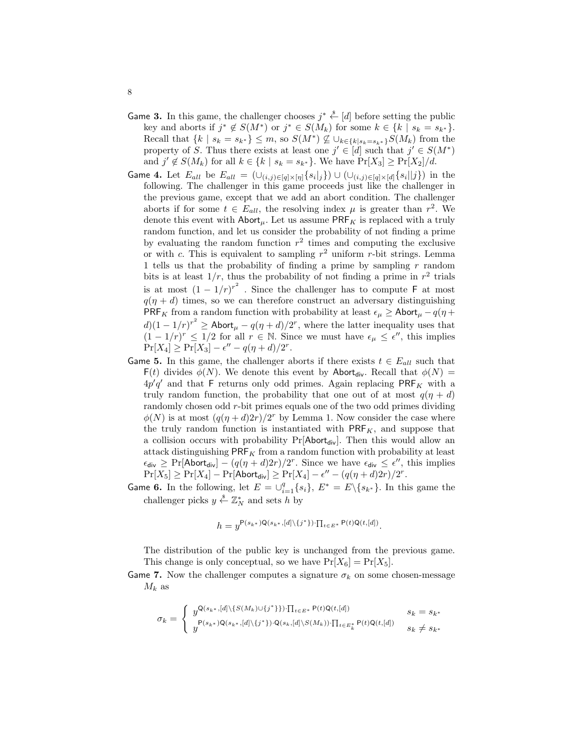**Game 3.** In this game, the challenger chooses $j^* \xleftarrow{\$} [d]$ before setting the public key and aborts if $j^* \notin S(M^*)$ or $j^* \in S(M_k)$ for some $k \in \{k \mid s_k = s_{k^*}\}$. Recall that $\{k \mid s_k = s_{k^*}\} \leq m$, so $S(M^*) \not\subseteq \cup_{k \in \{k \mid s_k = s_{k^*}\}} S(M_k)$ from the property of $S$. Thus there exists at least one $j' \in [d]$ such that $j' \in S(M^*)$ and $j' \notin S(M_k)$ for all $k \in \{k \mid s_k = s_{k^*}\}$. We have $\Pr[X_3] \geq \Pr[X_2]/d$.

**Game 4.** Let $E_{all}$ be $E_{all} = (\cup_{(i,j) \in [q] \times [\eta]} \{s_i|_j\}) \cup (\cup_{(i,j) \in [q] \times [d]} \{s_i || j\})$ in the following. The challenger in this game proceeds just like the challenger in the previous game, except that we add an abort condition. The challenger aborts if for some $t \in E_{all}$, the resolving index $\mu$ is greater than $r^2$. We denote this event with $\mathsf{Abort}_\mu$. Let us assume $\mathsf{PRF}_K$ is replaced with a truly random function, and let us consider the probability of not finding a prime by evaluating the random function $r^2$ times and computing the exclusive or with $c$. This is equivalent to sampling $r^2$ uniform $r$-bit strings. Lemma 1 tells us that the probability of finding a prime by sampling $r$ random bits is at least $1/r$, thus the probability of not finding a prime in $r^2$ trials is at most $(1 - 1/r)^{r^2}$. Since the challenger has to compute $\mathsf{F}$ at most $q(\eta + d)$ times, so we can therefore construct an adversary distinguishing $\mathsf{PRF}_K$ from a random function with probability at least $\epsilon_\mu \geq \mathsf{Abort}_\mu - q(\eta + d)(1 - 1/r)^{r^2} \geq \mathsf{Abort}_\mu - q(\eta + d)/2^r$, where the latter inequality uses that $(1 - 1/r)^r \leq 1/2$ for all $r \in \mathbb{N}$. Since we must have $\epsilon_\mu \leq \epsilon''$, this implies $\Pr[X_4] \geq \Pr[X_3] - \epsilon'' - q(\eta + d)/2^r$.

**Game 5.** In this game, the challenger aborts if there exists $t \in E_{all}$ such that $\mathsf{F}(t)$ divides $\phi(N)$. We denote this event by $\mathsf{Abort}_{\mathsf{div}}$. Recall that $\phi(N) = 4p'q'$ and that $\mathsf{F}$ returns only odd primes. Again replacing $\mathsf{PRF}_K$ with a truly random function, the probability that one out of at most $q(\eta + d)$ randomly chosen odd $r$-bit primes equals one of the two odd primes dividing $\phi(N)$ is at most $(q(\eta + d)2r)/2^r$ by Lemma 1. Now consider the case where the truly random function is instantiated with $\mathsf{PRF}_K$, and suppose that a collision occurs with probability $\Pr[\mathsf{Abort}_{\mathsf{div}}]$. Then this would allow an attack distinguishing $\mathsf{PRF}_K$ from a random function with probability at least $\epsilon_{\mathsf{div}} \geq \Pr[\mathsf{Abort}_{\mathsf{div}}] - (q(\eta + d)2r)/2^r$. Since we have $\epsilon_{\mathsf{div}} \leq \epsilon''$, this implies $\Pr[X_5] \geq \Pr[X_4] - \Pr[\mathsf{Abort}_{\mathsf{div}}] \geq \Pr[X_4] - \epsilon'' - (q(\eta + d)2r)/2^r$.

**Game 6.** In the following, let $E = \cup_{i=1}^{q} \{s_i\}$, $E^* = E \backslash \{s_{k^*}\}$. In this game the challenger picks $y \xleftarrow{\$} \mathbb{Z}_N^*$ and sets $h$ by

$$h = y^{\mathsf{P}(s_{k^*}) \mathsf{Q}(s_{k^*}, [d] \backslash \{j^*\}) \cdot \prod_{t \in E^*} \mathsf{P}(t) \mathsf{Q}(t, [d])}.$$

The distribution of the public key is unchanged from the previous game. This change is only conceptual, so we have $\Pr[X_6] = \Pr[X_5]$.

**Game 7.** Now the challenger computes a signature $\sigma_k$ on some chosen-message $M_k$ as

$$\sigma_k = \begin{cases} y^{\mathsf{Q}(s_{k^*}, [d] \backslash \{S(M_k) \cup \{j^*\}\}) \cdot \prod_{t \in E^*} \mathsf{P}(t) \mathsf{Q}(t, [d])} & s_k = s_{k^*} \\ y^{\mathsf{P}(s_{k^*}) \mathsf{Q}(s_{k^*}, [d] \backslash \{j^*\}) \cdot \mathsf{Q}(s_k, [d] \backslash S(M_k)) \cdot \prod_{t \in E_k^*} \mathsf{P}(t) \mathsf{Q}(t, [d])} & s_k \neq s_{k^*} \end{cases}$$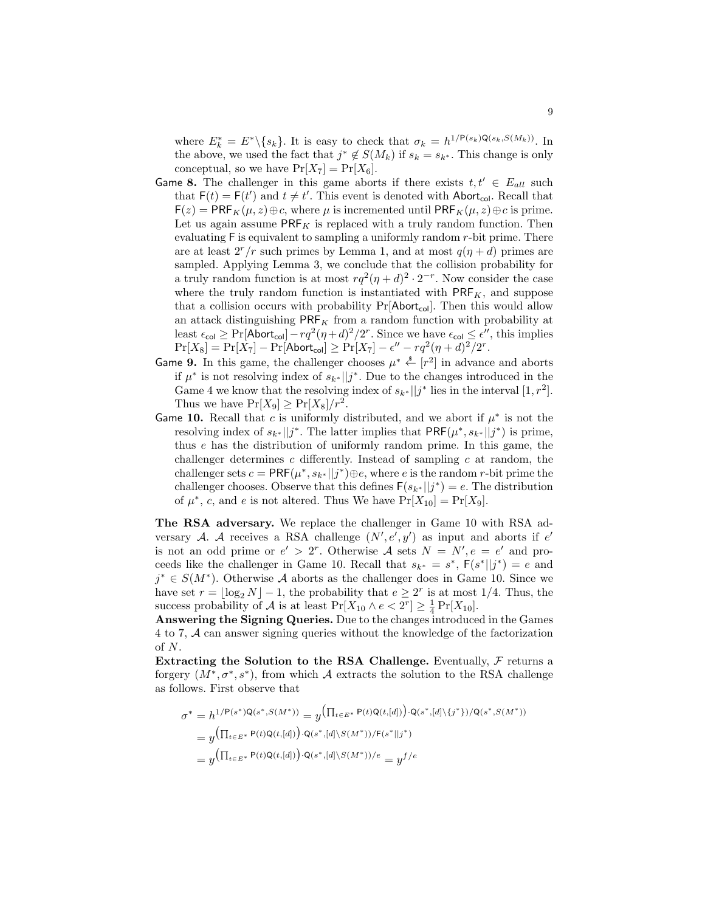where $E_k^* = E^* \backslash \{s_k\}$. It is easy to check that $\sigma_k = h^{1/\mathsf{P}(s_k)\mathsf{Q}(s_k,S(M_k))}$. In the above, we used the fact that $j^* \notin S(M_k)$ if $s_k = s_{k^*}$. This change is only conceptual, so we have $\Pr[X_7] = \Pr[X_6]$.

- Game 8. The challenger in this game aborts if there exists $t, t' \in E_{all}$ such that $\mathsf{F}(t) = \mathsf{F}(t')$ and $t \neq t'$. This event is denoted with $\mathsf{Abort}_{\mathsf{col}}$. Recall that $\mathsf{F}(z) = \mathsf{PRF}_K(\mu, z) \oplus c$, where $\mu$ is incremented until $\mathsf{PRF}_K(\mu, z) \oplus c$ is prime. Let us again assume $\mathsf{PRF}_K$ is replaced with a truly random function. Then evaluating $\mathsf{F}$ is equivalent to sampling a uniformly random $r$-bit prime. There are at least $2^r/r$ such primes by Lemma 1, and at most $q(\eta + d)$ primes are sampled. Applying Lemma 3, we conclude that the collision probability for a truly random function is at most $rq^2(\eta+d)^2 \cdot 2^{-r}$. Now consider the case where the truly random function is instantiated with $\mathsf{PRF}_K$, and suppose that a collision occurs with probability $\Pr[\mathsf{Abort}_{\mathsf{col}}]$. Then this would allow an attack distinguishing $\mathsf{PRF}_K$ from a random function with probability at least $\epsilon_{\mathsf{col}} \geq \Pr[\mathsf{Abort}_{\mathsf{col}}] - rq^2(\eta+d)^2/2^r$. Since we have $\epsilon_{\mathsf{col}} \leq \epsilon''$, this implies $\Pr[X_8] = \Pr[X_7] - \Pr[\mathsf{Abort}_{\mathsf{col}}] \geq \Pr[X_7] - \epsilon'' - rq^2(\eta+d)^2/2^r$.
- Game 9. In this game, the challenger chooses $\mu^* \xleftarrow{\$} [r^2]$ in advance and aborts if $\mu^*$ is not resolving index of $s_{k^*}||j^*$. Due to the changes introduced in the Game 4 we know that the resolving index of $s_{k^*}||j^*$ lies in the interval $[1, r^2]$. Thus we have $\Pr[X_9] \geq \Pr[X_8]/r^2$.
- Game 10. Recall that $c$ is uniformly distributed, and we abort if $\mu^*$ is not the resolving index of $s_{k^*}||j^*$. The latter implies that $\mathsf{PRF}(\mu^*, s_{k^*}||j^*)$ is prime, thus $e$ has the distribution of uniformly random prime. In this game, the challenger determines $c$ differently. Instead of sampling $c$ at random, the challenger sets $c = \mathsf{PRF}(\mu^*, s_{k^*}||j^*) \oplus e$, where $e$ is the random $r$-bit prime the challenger chooses. Observe that this defines $\mathsf{F}(s_{k^*}||j^*) = e$. The distribution of $\mu^*$, $c$, and $e$ is not altered. Thus We have $\Pr[X_{10}] = \Pr[X_9]$.

**The RSA adversary.** We replace the challenger in Game 10 with RSA adversary $\mathcal{A}$. $\mathcal{A}$ receives a RSA challenge $(N', e', y')$ as input and aborts if $e'$ is not an odd prime or $e' > 2^r$. Otherwise $\mathcal{A}$ sets $N = N', e = e'$ and proceeds like the challenger in Game 10. Recall that $s_{k^*} = s^*$, $\mathsf{F}(s^*||j^*) = e$ and $j^* \in S(M^*)$. Otherwise $\mathcal{A}$ aborts as the challenger does in Game 10. Since we have set $r = \lfloor \log_2 N \rfloor - 1$, the probability that $e \geq 2^r$ is at most $1/4$. Thus, the success probability of $\mathcal{A}$ is at least $\Pr[X_{10} \wedge e < 2^r] \geq \frac{1}{4}\Pr[X_{10}]$.

**Answering the Signing Queries.** Due to the changes introduced in the Games 4 to 7, $\mathcal{A}$ can answer signing queries without the knowledge of the factorization of $N$.

**Extracting the Solution to the RSA Challenge.** Eventually, $\mathcal{F}$ returns a forgery $(M^*, \sigma^*, s^*)$, from which $\mathcal{A}$ extracts the solution to the RSA challenge as follows. First observe that

$$
\begin{aligned}
\sigma^* = h^{1/\mathsf{P}(s^*)\mathsf{Q}(s^*,S(M^*))} &= y^{\left(\prod_{t \in E^*} \mathsf{P}(t)\mathsf{Q}(t,[d])\right) \cdot \mathsf{Q}(s^*,[d] \backslash \{j^*\})/\mathsf{Q}(s^*,S(M^*))} \\
&= y^{\left(\prod_{t \in E^*} \mathsf{P}(t)\mathsf{Q}(t,[d])\right) \cdot \mathsf{Q}(s^*,[d] \backslash S(M^*))/\mathsf{F}(s^*||j^*)} \\
&= y^{\left(\prod_{t \in E^*} \mathsf{P}(t)\mathsf{Q}(t,[d])\right) \cdot \mathsf{Q}(s^*,[d] \backslash S(M^*))/e} = y^{f/e}
\end{aligned}
$$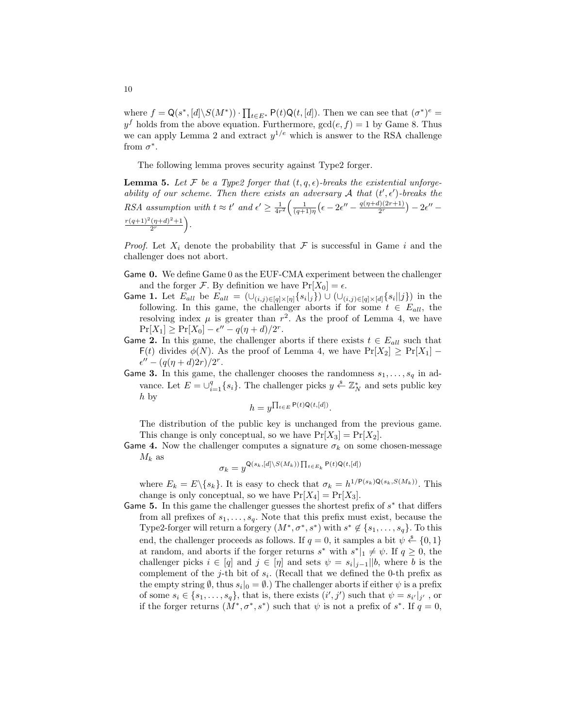where $f = \mathsf{Q}(s^*, [d]\backslash S(M^*)) \cdot \prod_{t\in E^*} \mathsf{P}(t)\mathsf{Q}(t,[d])$. Then we can see that $(\sigma^*)^e = y^f$ holds from the above equation. Furthermore, $\gcd(e, f) = 1$ by Game 8. Thus we can apply Lemma 2 and extract $y^{1/e}$ which is answer to the RSA challenge from $\sigma^*$.

The following lemma proves security against Type2 forger.

**Lemma 5.** *Let $\mathcal{F}$ be a Type2 forger that $(t, q, \epsilon)$-breaks the existential unforgeability of our scheme. Then there exists an adversary $\mathcal{A}$ that $(t', \epsilon')$-breaks the RSA assumption with $t \approx t'$ and $\epsilon' \geq \frac{1}{4r^2}\Big(\frac{1}{(q+1)\eta}\big(\epsilon - 2\epsilon'' - \frac{q(\eta+d)(2r+1)}{2^r}\big) - 2\epsilon'' - \frac{r(q+1)^2(\eta+d)^2+1}{2^r}\Big)$.*

*Proof.* Let $X_i$ denote the probability that $\mathcal{F}$ is successful in Game $i$ and the challenger does not abort.

- **Game 0.** We define Game 0 as the EUF-CMA experiment between the challenger and the forger $\mathcal{F}$. By definition we have $\Pr[X_0] = \epsilon$.
- **Game 1.** Let $E_{all}$ be $E_{all} = (\cup_{(i,j)\in[q]\times[\eta]}\{s_i|_j\}) \cup (\cup_{(i,j)\in[q]\times[d]}\{s_i||j\})$ in the following. In this game, the challenger aborts if for some $t \in E_{all}$, the resolving index $\mu$ is greater than $r^2$. As the proof of Lemma 4, we have $\Pr[X_1] \geq \Pr[X_0] - \epsilon'' - q(\eta + d)/2^r$.
- **Game 2.** In this game, the challenger aborts if there exists $t \in E_{all}$ such that $\mathsf{F}(t)$ divides $\phi(N)$. As the proof of Lemma 4, we have $\Pr[X_2] \geq \Pr[X_1] - \epsilon'' - (q(\eta + d)2r)/2^r$.
- **Game 3.** In this game, the challenger chooses the randomness $s_1, \ldots, s_q$ in advance. Let $E = \cup_{i=1}^{q}\{s_i\}$. The challenger picks $y \xleftarrow{\$} \mathbb{Z}_N^*$ and sets public key $h$ by
$$h = y^{\prod_{t\in E} \mathsf{P}(t)\mathsf{Q}(t,[d])}.$$
The distribution of the public key is unchanged from the previous game. This change is only conceptual, so we have $\Pr[X_3] = \Pr[X_2]$.
- **Game 4.** Now the challenger computes a signature $\sigma_k$ on some chosen-message $M_k$ as
$$\sigma_k = y^{\mathsf{Q}(s_k,[d]\backslash S(M_k)) \prod_{t\in E_k} \mathsf{P}(t)\mathsf{Q}(t,[d])}$$
where $E_k = E\backslash\{s_k\}$. It is easy to check that $\sigma_k = h^{1/\mathsf{P}(s_k)\mathsf{Q}(s_k,S(M_k))}$. This change is only conceptual, so we have $\Pr[X_4] = \Pr[X_3]$.
- **Game 5.** In this game the challenger guesses the shortest prefix of $s^*$ that differs from all prefixes of $s_1, \ldots, s_q$. Note that this prefix must exist, because the Type2-forger will return a forgery $(M^*, \sigma^*, s^*)$ with $s^* \notin \{s_1, \ldots, s_q\}$. To this end, the challenger proceeds as follows. If $q = 0$, it samples a bit $\psi \xleftarrow{\$} \{0, 1\}$ at random, and aborts if the forger returns $s^*$ with $s^*|_1 \neq \psi$. If $q \geq 0$, the challenger picks $i \in [q]$ and $j \in [\eta]$ and sets $\psi = s_i|_{j-1}||b$, where $b$ is the complement of the $j$-th bit of $s_i$. (Recall that we defined the 0-th prefix as the empty string $\emptyset$, thus $s_i|_0 = \emptyset$.) The challenger aborts if either $\psi$ is a prefix of some $s_i \in \{s_1, \ldots, s_q\}$, that is, there exists $(i', j')$ such that $\psi = s_{i'}|_{j'}$ , or if the forger returns $(M^*, \sigma^*, s^*)$ such that $\psi$ is not a prefix of $s^*$. If $q = 0$,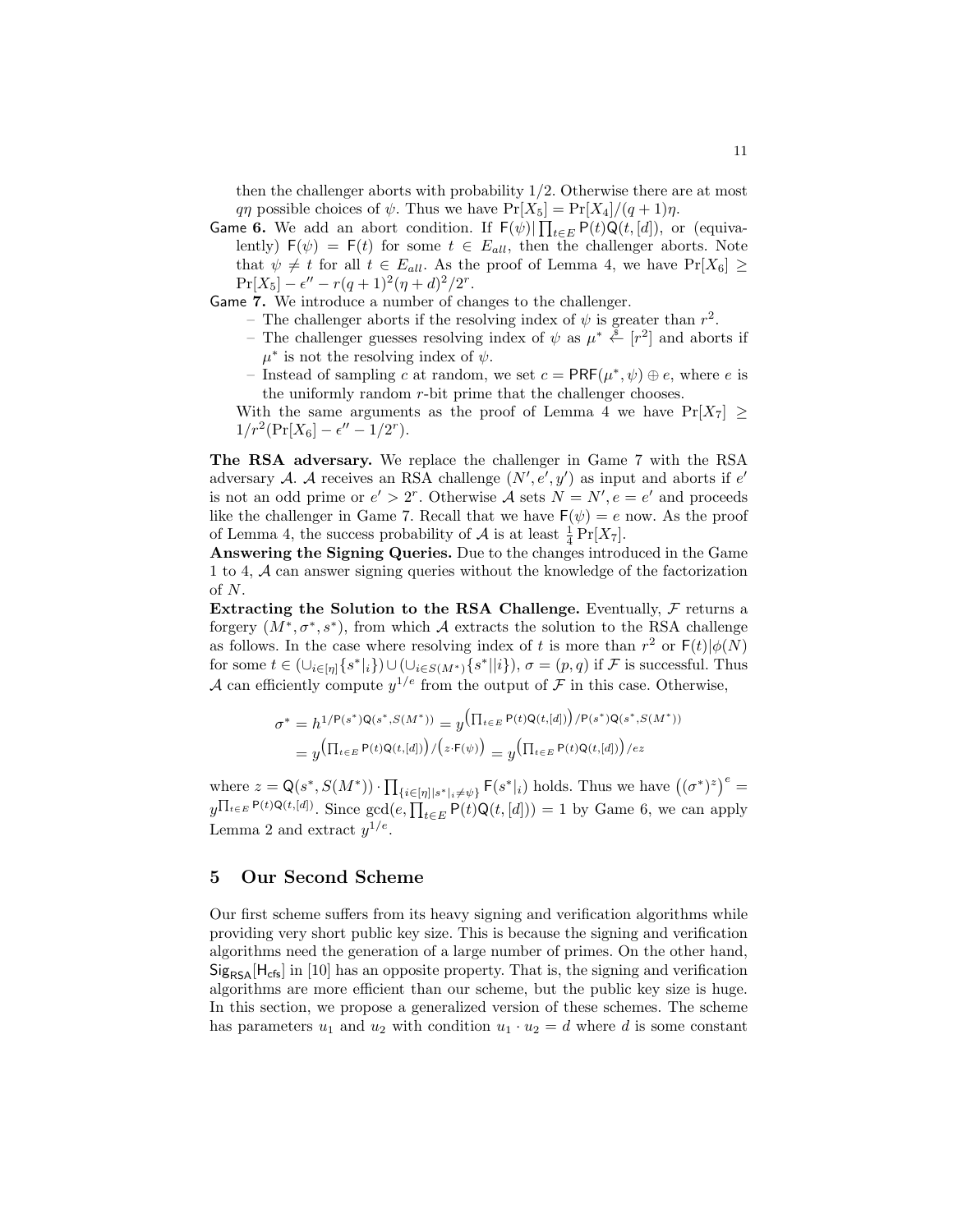then the challenger aborts with probability 1/2. Otherwise there are at most $q\eta$ possible choices of $\psi$. Thus we have $\Pr[X_5] = \Pr[X_4]/(q+1)\eta$.

**Game 6.** We add an abort condition. If $\mathsf{F}(\psi) | \prod_{t \in E} \mathsf{P}(t)\mathsf{Q}(t,[d])$, or (equivalently) $\mathsf{F}(\psi) = \mathsf{F}(t)$ for some $t \in E_{all}$, then the challenger aborts. Note that $\psi \neq t$ for all $t \in E_{all}$. As the proof of Lemma 4, we have $\Pr[X_6] \geq \Pr[X_5] - \epsilon'' - r(q+1)^2(\eta+d)^2/2^r$.

**Game 7.** We introduce a number of changes to the challenger.

- The challenger aborts if the resolving index of $\psi$ is greater than $r^2$.
- The challenger guesses resolving index of $\psi$ as $\mu^* \xleftarrow{\$} [r^2]$ and aborts if $\mu^*$ is not the resolving index of $\psi$.
- Instead of sampling $c$ at random, we set $c = \mathsf{PRF}(\mu^*, \psi) \oplus e$, where $e$ is the uniformly random $r$-bit prime that the challenger chooses.

With the same arguments as the proof of Lemma 4 we have $\Pr[X_7] \geq 1/r^2(\Pr[X_6] - \epsilon'' - 1/2^r)$.

**The RSA adversary.** We replace the challenger in Game 7 with the RSA adversary $\mathcal{A}$. $\mathcal{A}$ receives an RSA challenge $(N', e', y')$ as input and aborts if $e'$ is not an odd prime or $e' > 2^r$. Otherwise $\mathcal{A}$ sets $N = N', e = e'$ and proceeds like the challenger in Game 7. Recall that we have $\mathsf{F}(\psi) = e$ now. As the proof of Lemma 4, the success probability of $\mathcal{A}$ is at least $\frac{1}{4}\Pr[X_7]$.

**Answering the Signing Queries.** Due to the changes introduced in the Game 1 to 4, $\mathcal{A}$ can answer signing queries without the knowledge of the factorization of $N$.

**Extracting the Solution to the RSA Challenge.** Eventually, $\mathcal{F}$ returns a forgery $(M^*, \sigma^*, s^*)$, from which $\mathcal{A}$ extracts the solution to the RSA challenge as follows. In the case where resolving index of $t$ is more than $r^2$ or $\mathsf{F}(t)|\phi(N)$ for some $t \in (\cup_{i\in[\eta]}\{s^*|_i\}) \cup (\cup_{i \in S(M^*)}\{s^*||i\})$, $\sigma = (p,q)$ if $\mathcal{F}$ is successful. Thus $\mathcal{A}$ can efficiently compute $y^{1/e}$ from the output of $\mathcal{F}$ in this case. Otherwise,

$$\sigma^* = h^{1/\mathsf{P}(s^*)\mathsf{Q}(s^*,S(M^*))} = y^{\left(\prod_{t\in E}\mathsf{P}(t)\mathsf{Q}(t,[d])\right)/\mathsf{P}(s^*)\mathsf{Q}(s^*,S(M^*))}$$
$$= y^{\left(\prod_{t\in E}\mathsf{P}(t)\mathsf{Q}(t,[d])\right)/\left(z\cdot\mathsf{F}(\psi)\right)} = y^{\left(\prod_{t\in E}\mathsf{P}(t)\mathsf{Q}(t,[d])\right)/ez}$$

where $z = \mathsf{Q}(s^*, S(M^*)) \cdot \prod_{\{i\in[\eta]|s^*|_i \neq \psi\}} \mathsf{F}(s^*|_i)$ holds. Thus we have $\left((\sigma^*)^z\right)^e = y^{\prod_{t\in E}\mathsf{P}(t)\mathsf{Q}(t,[d])}$. Since $\gcd(e, \prod_{t\in E}\mathsf{P}(t)\mathsf{Q}(t,[d])) = 1$ by Game 6, we can apply Lemma 2 and extract $y^{1/e}$.

## 5 Our Second Scheme

Our first scheme suffers from its heavy signing and verification algorithms while providing very short public key size. This is because the signing and verification algorithms need the generation of a large number of primes. On the other hand, $\mathsf{Sig}_{\mathsf{RSA}}[\mathsf{H}_{\mathsf{cfs}}]$ in [10] has an opposite property. That is, the signing and verification algorithms are more efficient than our scheme, but the public key size is huge. In this section, we propose a generalized version of these schemes. The scheme has parameters $u_1$ and $u_2$ with condition $u_1 \cdot u_2 = d$ where $d$ is some constant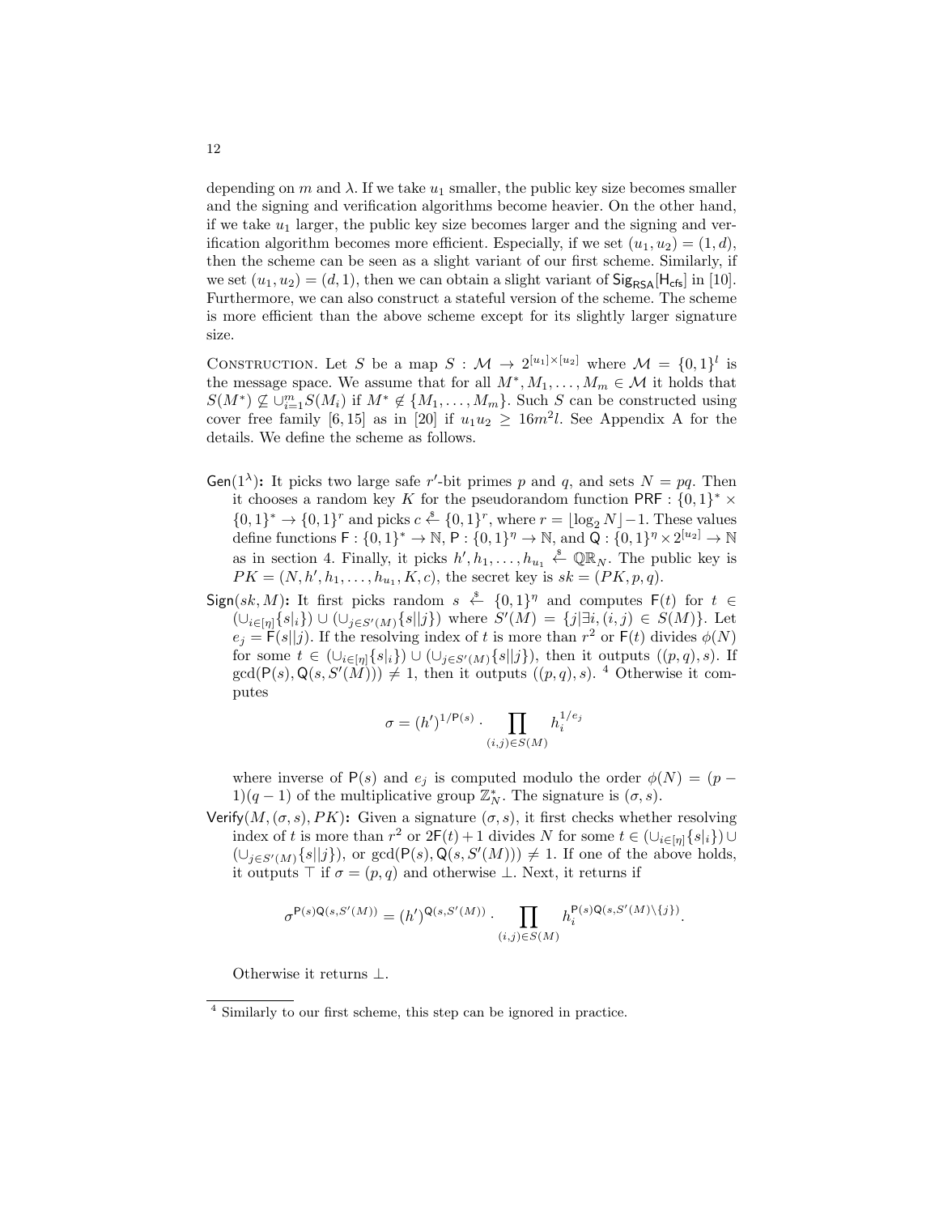depending on $m$ and $\lambda$. If we take $u_1$ smaller, the public key size becomes smaller and the signing and verification algorithms become heavier. On the other hand, if we take $u_1$ larger, the public key size becomes larger and the signing and verification algorithm becomes more efficient. Especially, if we set $(u_1, u_2) = (1, d)$, then the scheme can be seen as a slight variant of our first scheme. Similarly, if we set $(u_1, u_2) = (d, 1)$, then we can obtain a slight variant of $\mathsf{Sig}_{\mathsf{RSA}}[\mathsf{H}_{\mathsf{cfs}}]$ in [10]. Furthermore, we can also construct a stateful version of the scheme. The scheme is more efficient than the above scheme except for its slightly larger signature size.

Construction. Let $S$ be a map $S : \mathcal{M} \to 2^{[u_1] \times [u_2]}$ where $\mathcal{M} = \{0,1\}^l$ is the message space. We assume that for all $M^*, M_1, \ldots, M_m \in \mathcal{M}$ it holds that $S(M^*) \not\subseteq \cup_{i=1}^m S(M_i)$ if $M^* \notin \{M_1, \ldots, M_m\}$. Such $S$ can be constructed using cover free family [6, 15] as in [20] if $u_1 u_2 \geq 16 m^2 l$. See Appendix A for the details. We define the scheme as follows.

- $\mathsf{Gen}(1^\lambda)$**:** It picks two large safe $r'$-bit primes $p$ and $q$, and sets $N = pq$. Then it chooses a random key $K$ for the pseudorandom function $\mathsf{PRF} : \{0,1\}^* \times \{0,1\}^* \to \{0,1\}^r$ and picks $c \xleftarrow{\$} \{0,1\}^r$, where $r = \lfloor \log_2 N \rfloor - 1$. These values define functions $\mathsf{F} : \{0,1\}^* \to \mathbb{N}$, $\mathsf{P} : \{0,1\}^\eta \to \mathbb{N}$, and $\mathsf{Q} : \{0,1\}^\eta \times 2^{[u_2]} \to \mathbb{N}$ as in section 4. Finally, it picks $h', h_1, \ldots, h_{u_1} \xleftarrow{\$} \mathbb{QR}_N$. The public key is $PK = (N, h', h_1, \ldots, h_{u_1}, K, c)$, the secret key is $sk = (PK, p, q)$.
- $\mathsf{Sign}(sk, M)$**:** It first picks random $s \xleftarrow{\$} \{0,1\}^\eta$ and computes $\mathsf{F}(t)$ for $t \in (\cup_{i \in [\eta]} \{s|_i\}) \cup (\cup_{j \in S'(M)} \{s||j\})$ where $S'(M) = \{j | \exists i, (i,j) \in S(M)\}$. Let $e_j = \mathsf{F}(s||j)$. If the resolving index of $t$ is more than $r^2$ or $\mathsf{F}(t)$ divides $\phi(N)$ for some $t \in (\cup_{i \in [\eta]} \{s|_i\}) \cup (\cup_{j \in S'(M)} \{s||j\})$, then it outputs $((p,q), s)$. If $\gcd(\mathsf{P}(s), \mathsf{Q}(s, S'(M))) \neq 1$, then it outputs $((p,q), s)$. [4] Otherwise it computes
$$\sigma = (h')^{1/\mathsf{P}(s)} \cdot \prod_{(i,j) \in S(M)} h_i^{1/e_j}$$
where inverse of $\mathsf{P}(s)$ and $e_j$ is computed modulo the order $\phi(N) = (p-1)(q-1)$ of the multiplicative group $\mathbb{Z}_N^*$. The signature is $(\sigma, s)$.
- $\mathsf{Verify}(M, (\sigma, s), PK)$**:** Given a signature $(\sigma, s)$, it first checks whether resolving index of $t$ is more than $r^2$ or $2\mathsf{F}(t)+1$ divides $N$ for some $t \in (\cup_{i \in [\eta]} \{s|_i\}) \cup (\cup_{j \in S'(M)} \{s||j\})$, or $\gcd(\mathsf{P}(s), \mathsf{Q}(s, S'(M))) \neq 1$. If one of the above holds, it outputs $\top$ if $\sigma = (p,q)$ and otherwise $\bot$. Next, it returns if
$$\sigma^{\mathsf{P}(s)\mathsf{Q}(s,S'(M))} = (h')^{\mathsf{Q}(s,S'(M))} \cdot \prod_{(i,j) \in S(M)} h_i^{\mathsf{P}(s)\mathsf{Q}(s,S'(M) \setminus \{j\})}.$$
Otherwise it returns $\bot$.

[4] Similarly to our first scheme, this step can be ignored in practice.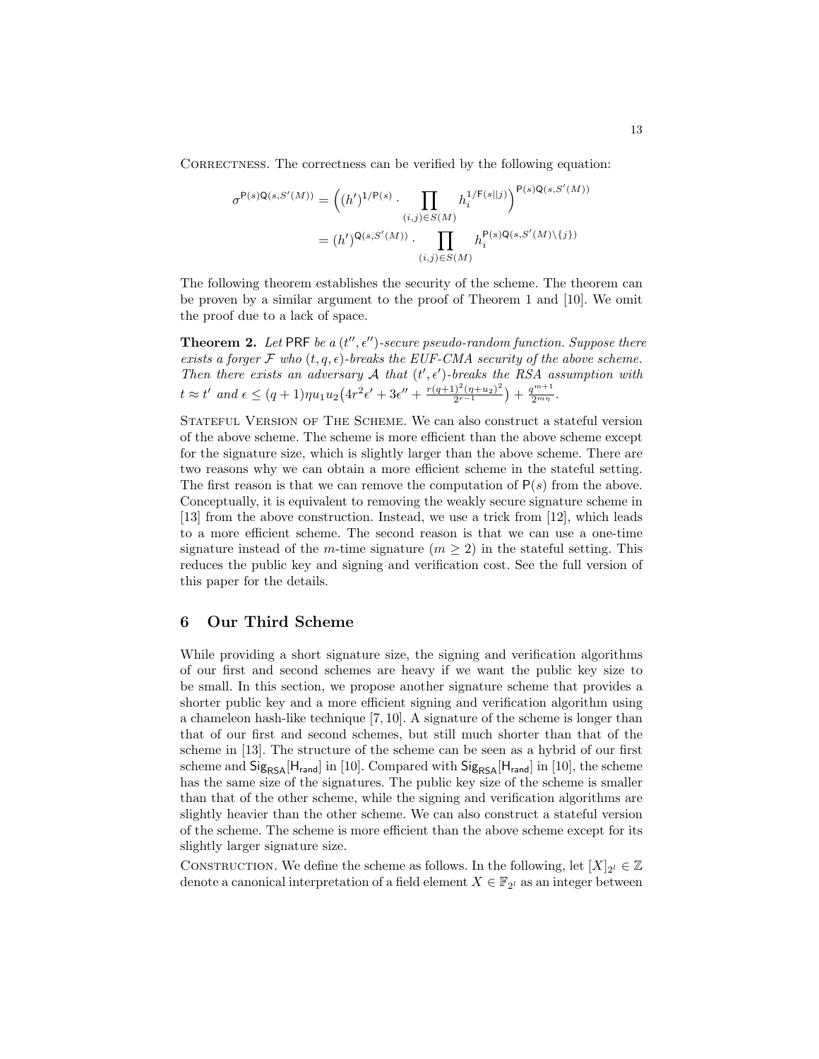Correctness. The correctness can be verified by the following equation:

$$\sigma^{\mathsf{P}(s)\mathsf{Q}(s,S'(M))} = \Big((h')^{1/\mathsf{P}(s)} \cdot \prod_{(i,j)\in S(M)} h_i^{1/\mathsf{F}(s||j)}\Big)^{\mathsf{P}(s)\mathsf{Q}(s,S'(M))}$$
$$= (h')^{\mathsf{Q}(s,S'(M))} \cdot \prod_{(i,j)\in S(M)} h_i^{\mathsf{P}(s)\mathsf{Q}(s,S'(M)\setminus\{j\})}$$

The following theorem establishes the security of the scheme. The theorem can be proven by a similar argument to the proof of Theorem 1 and [10]. We omit the proof due to a lack of space.

**Theorem 2.** *Let* PRF *be a $(t'', \epsilon'')$-secure pseudo-random function. Suppose there exists a forger $\mathcal{F}$ who $(t, q, \epsilon)$-breaks the EUF-CMA security of the above scheme. Then there exists an adversary $\mathcal{A}$ that $(t', \epsilon')$-breaks the RSA assumption with $t \approx t'$ and $\epsilon \le (q+1)\eta u_1 u_2\big(4r^2\epsilon' + 3\epsilon'' + \frac{r(q+1)^2(\eta+u_2)^2}{2^{r-1}}\big) + \frac{q^{m+1}}{2^{m\eta}}$.*

Stateful Version of The Scheme. We can also construct a stateful version of the above scheme. The scheme is more efficient than the above scheme except for the signature size, which is slightly larger than the above scheme. There are two reasons why we can obtain a more efficient scheme in the stateful setting. The first reason is that we can remove the computation of $\mathsf{P}(s)$ from the above. Conceptually, it is equivalent to removing the weakly secure signature scheme in [13] from the above construction. Instead, we use a trick from [12], which leads to a more efficient scheme. The second reason is that we can use a one-time signature instead of the $m$-time signature ($m \ge 2$) in the stateful setting. This reduces the public key and signing and verification cost. See the full version of this paper for the details.

## 6 Our Third Scheme

While providing a short signature size, the signing and verification algorithms of our first and second schemes are heavy if we want the public key size to be small. In this section, we propose another signature scheme that provides a shorter public key and a more efficient signing and verification algorithm using a chameleon hash-like technique [7, 10]. A signature of the scheme is longer than that of our first and second schemes, but still much shorter than that of the scheme in [13]. The structure of the scheme can be seen as a hybrid of our first scheme and $\mathsf{Sig}_{\mathsf{RSA}}[\mathsf{H}_{\mathsf{rand}}]$ in [10]. Compared with $\mathsf{Sig}_{\mathsf{RSA}}[\mathsf{H}_{\mathsf{rand}}]$ in [10], the scheme has the same size of the signatures. The public key size of the scheme is smaller than that of the other scheme, while the signing and verification algorithms are slightly heavier than the other scheme. We can also construct a stateful version of the scheme. The scheme is more efficient than the above scheme except for its slightly larger signature size.

Construction. We define the scheme as follows. In the following, let $[X]_{2^l} \in \mathbb{Z}$ denote a canonical interpretation of a field element $X \in \mathbb{F}_{2^l}$ as an integer between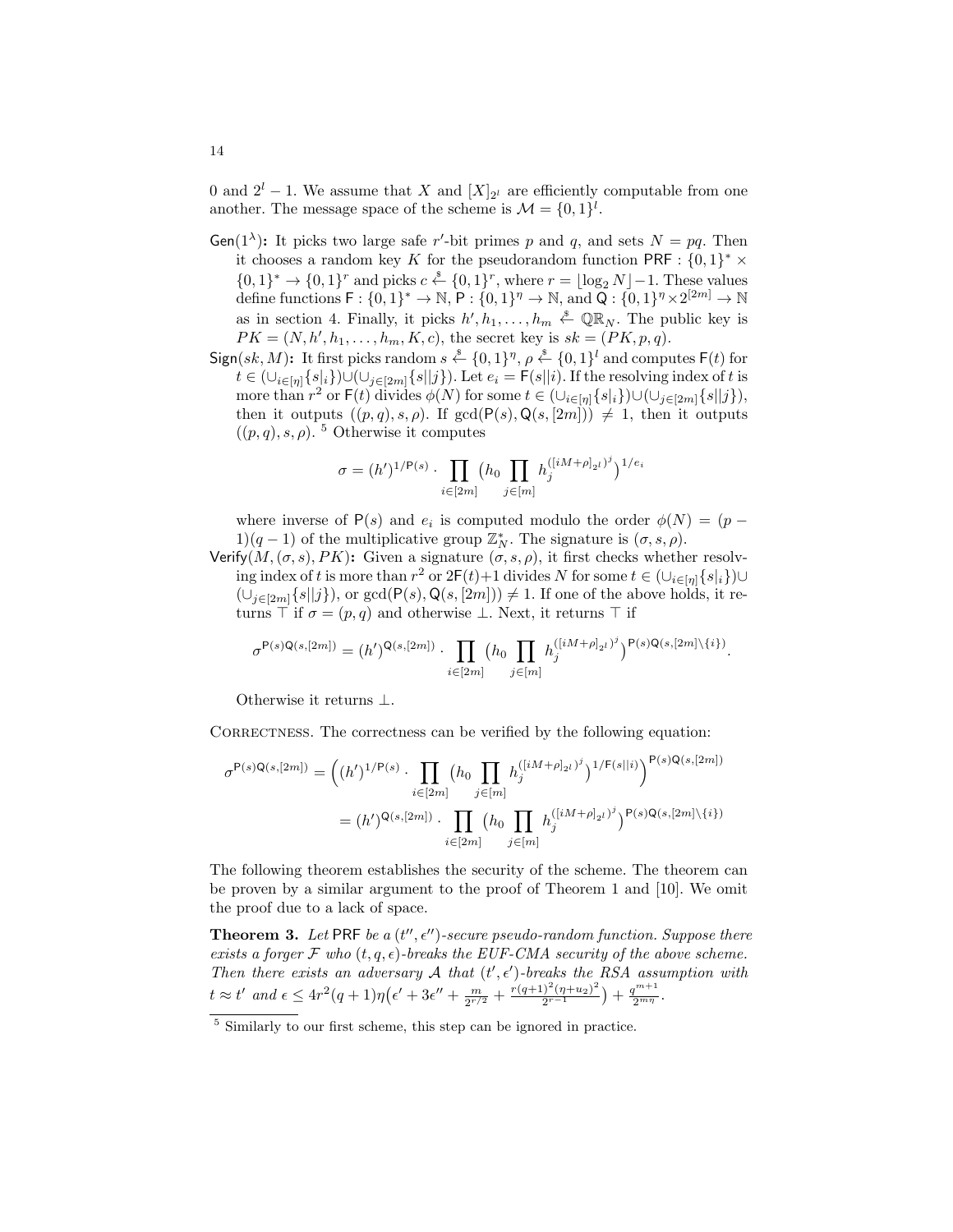0 and $2^l - 1$. We assume that $X$ and $[X]_{2^l}$ are efficiently computable from one another. The message space of the scheme is $\mathcal{M} = \{0,1\}^l$.

- $\mathsf{Gen}(1^\lambda)$**:** It picks two large safe $r'$-bit primes $p$ and $q$, and sets $N = pq$. Then it chooses a random key $K$ for the pseudorandom function $\mathsf{PRF} : \{0,1\}^* \times \{0,1\}^* \to \{0,1\}^r$ and picks $c \xleftarrow{\$} \{0,1\}^r$, where $r = \lfloor \log_2 N \rfloor - 1$. These values define functions $\mathsf{F} : \{0,1\}^* \to \mathbb{N}$, $\mathsf{P} : \{0,1\}^\eta \to \mathbb{N}$, and $\mathsf{Q} : \{0,1\}^\eta \times 2^{[2m]} \to \mathbb{N}$ as in section 4. Finally, it picks $h', h_1, \ldots, h_m \xleftarrow{\$} \mathbb{QR}_N$. The public key is $PK = (N, h', h_1, \ldots, h_m, K, c)$, the secret key is $sk = (PK, p, q)$.
- $\mathsf{Sign}(sk, M)$**:** It first picks random $s \xleftarrow{\$} \{0,1\}^\eta$, $\rho \xleftarrow{\$} \{0,1\}^l$ and computes $\mathsf{F}(t)$ for $t \in (\cup_{i\in[\eta]}\{s|_i\}) \cup (\cup_{j\in[2m]}\{s||j\})$. Let $e_i = \mathsf{F}(s||i)$. If the resolving index of $t$ is more than $r^2$ or $\mathsf{F}(t)$ divides $\phi(N)$ for some $t \in (\cup_{i\in[\eta]}\{s|_i\}) \cup (\cup_{j\in[2m]}\{s||j\})$, then it outputs $((p,q), s, \rho)$. If $\gcd(\mathsf{P}(s), \mathsf{Q}(s,[2m])) \neq 1$, then it outputs $((p,q), s, \rho)$. [5] Otherwise it computes

$$\sigma = (h')^{1/\mathsf{P}(s)} \cdot \prod_{i\in[2m]} \big(h_0 \prod_{j\in[m]} h_j^{([iM+\rho]_{2^l})^j}\big)^{1/e_i}$$

  where inverse of $\mathsf{P}(s)$ and $e_i$ is computed modulo the order $\phi(N) = (p-1)(q-1)$ of the multiplicative group $\mathbb{Z}_N^*$. The signature is $(\sigma, s, \rho)$.
- $\mathsf{Verify}(M, (\sigma, s), PK)$**:** Given a signature $(\sigma, s, \rho)$, it first checks whether resolving index of $t$ is more than $r^2$ or $2\mathsf{F}(t)+1$ divides $N$ for some $t \in (\cup_{i\in[\eta]}\{s|_i\}) \cup (\cup_{j\in[2m]}\{s||j\})$, or $\gcd(\mathsf{P}(s), \mathsf{Q}(s,[2m])) \neq 1$. If one of the above holds, it returns $\top$ if $\sigma = (p,q)$ and otherwise $\perp$. Next, it returns $\top$ if

$$\sigma^{\mathsf{P}(s)\mathsf{Q}(s,[2m])} = (h')^{\mathsf{Q}(s,[2m])} \cdot \prod_{i\in[2m]} \big(h_0 \prod_{j\in[m]} h_j^{([iM+\rho]_{2^l})^j}\big)^{\mathsf{P}(s)\mathsf{Q}(s,[2m]\setminus\{i\})}.$$

  Otherwise it returns $\perp$.

Correctness. The correctness can be verified by the following equation:

$$\begin{aligned}
\sigma^{\mathsf{P}(s)\mathsf{Q}(s,[2m])} &= \Big((h')^{1/\mathsf{P}(s)} \cdot \prod_{i\in[2m]} \big(h_0 \prod_{j\in[m]} h_j^{([iM+\rho]_{2^l})^j}\big)^{1/\mathsf{F}(s||i)}\Big)^{\mathsf{P}(s)\mathsf{Q}(s,[2m])} \\
&= (h')^{\mathsf{Q}(s,[2m])} \cdot \prod_{i\in[2m]} \big(h_0 \prod_{j\in[m]} h_j^{([iM+\rho]_{2^l})^j}\big)^{\mathsf{P}(s)\mathsf{Q}(s,[2m]\setminus\{i\})}
\end{aligned}$$

The following theorem establishes the security of the scheme. The theorem can be proven by a similar argument to the proof of Theorem 1 and [10]. We omit the proof due to a lack of space.

**Theorem 3.** *Let* $\mathsf{PRF}$ *be a* $(t'', \epsilon'')$*-secure pseudo-random function. Suppose there exists a forger* $\mathcal{F}$ *who* $(t, q, \epsilon)$*-breaks the EUF-CMA security of the above scheme. Then there exists an adversary* $\mathcal{A}$ *that* $(t', \epsilon')$*-breaks the RSA assumption with* $t \approx t'$ *and* $\epsilon \leq 4r^2(q+1)\eta\big(\epsilon' + 3\epsilon'' + \frac{m}{2^{r/2}} + \frac{r(q+1)^2(\eta+u_2)^2}{2^{r-1}}\big) + \frac{q^{m+1}}{2^{m\eta}}$.

[5] Similarly to our first scheme, this step can be ignored in practice.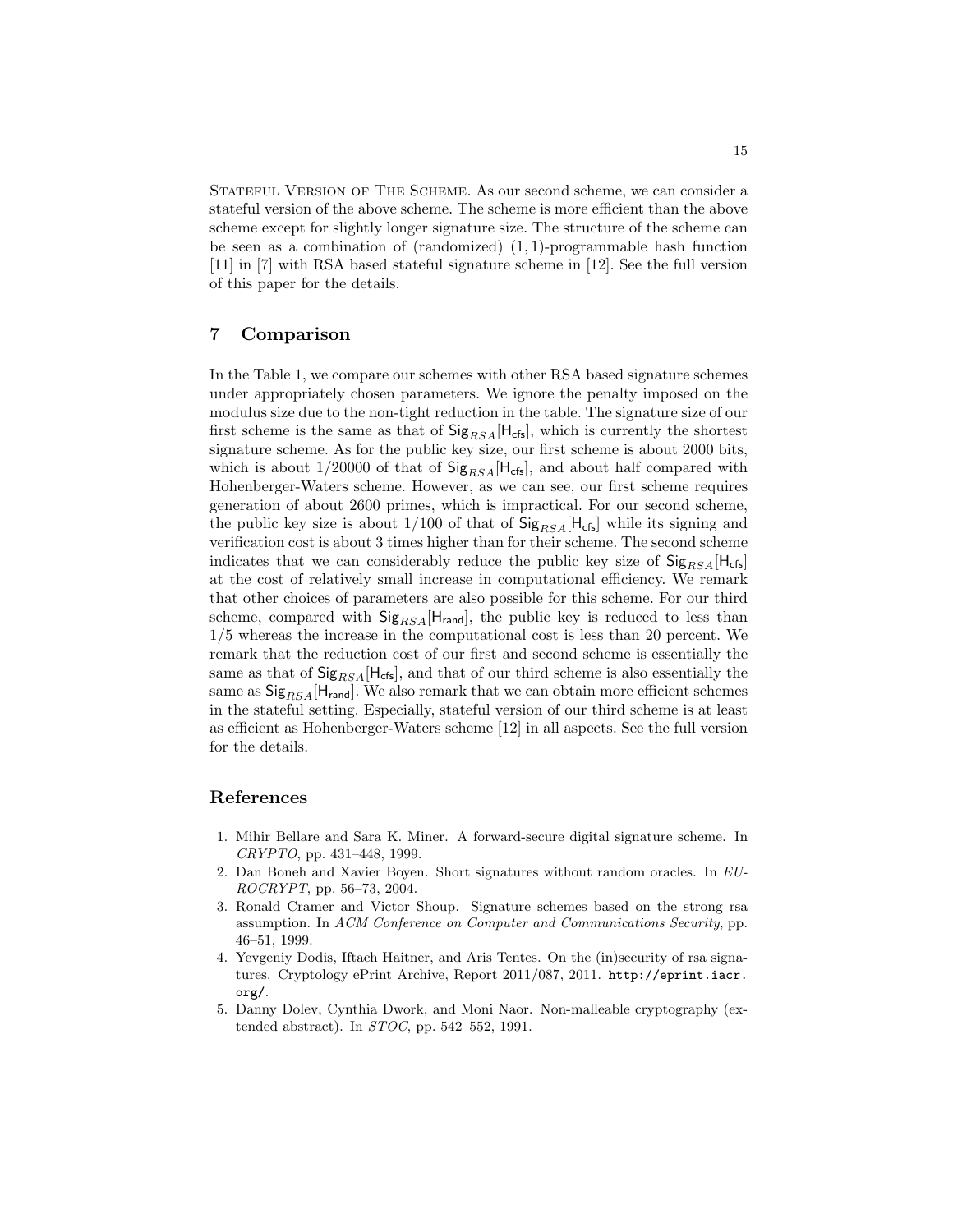Stateful Version of The Scheme. As our second scheme, we can consider a stateful version of the above scheme. The scheme is more efficient than the above scheme except for slightly longer signature size. The structure of the scheme can be seen as a combination of (randomized) $(1,1)$-programmable hash function [11] in [7] with RSA based stateful signature scheme in [12]. See the full version of this paper for the details.

## 7 Comparison

In the Table 1, we compare our schemes with other RSA based signature schemes under appropriately chosen parameters. We ignore the penalty imposed on the modulus size due to the non-tight reduction in the table. The signature size of our first scheme is the same as that of $\mathsf{Sig}_{RSA}[\mathsf{H}_{\mathsf{cfs}}]$, which is currently the shortest signature scheme. As for the public key size, our first scheme is about 2000 bits, which is about 1/20000 of that of $\mathsf{Sig}_{RSA}[\mathsf{H}_{\mathsf{cfs}}]$, and about half compared with Hohenberger-Waters scheme. However, as we can see, our first scheme requires generation of about 2600 primes, which is impractical. For our second scheme, the public key size is about 1/100 of that of $\mathsf{Sig}_{RSA}[\mathsf{H}_{\mathsf{cfs}}]$ while its signing and verification cost is about 3 times higher than for their scheme. The second scheme indicates that we can considerably reduce the public key size of $\mathsf{Sig}_{RSA}[\mathsf{H}_{\mathsf{cfs}}]$ at the cost of relatively small increase in computational efficiency. We remark that other choices of parameters are also possible for this scheme. For our third scheme, compared with $\mathsf{Sig}_{RSA}[\mathsf{H}_{\mathsf{rand}}]$, the public key is reduced to less than 1/5 whereas the increase in the computational cost is less than 20 percent. We remark that the reduction cost of our first and second scheme is essentially the same as that of $\mathsf{Sig}_{RSA}[\mathsf{H}_{\mathsf{cfs}}]$, and that of our third scheme is also essentially the same as $\mathsf{Sig}_{RSA}[\mathsf{H}_{\mathsf{rand}}]$. We also remark that we can obtain more efficient schemes in the stateful setting. Especially, stateful version of our third scheme is at least as efficient as Hohenberger-Waters scheme [12] in all aspects. See the full version for the details.

## References

1. Mihir Bellare and Sara K. Miner. A forward-secure digital signature scheme. In *CRYPTO*, pp. 431–448, 1999.
2. Dan Boneh and Xavier Boyen. Short signatures without random oracles. In *EUROCRYPT*, pp. 56–73, 2004.
3. Ronald Cramer and Victor Shoup. Signature schemes based on the strong rsa assumption. In *ACM Conference on Computer and Communications Security*, pp. 46–51, 1999.
4. Yevgeniy Dodis, Iftach Haitner, and Aris Tentes. On the (in)security of rsa signatures. Cryptology ePrint Archive, Report 2011/087, 2011. `http://eprint.iacr.org/`.
5. Danny Dolev, Cynthia Dwork, and Moni Naor. Non-malleable cryptography (extended abstract). In *STOC*, pp. 542–552, 1991.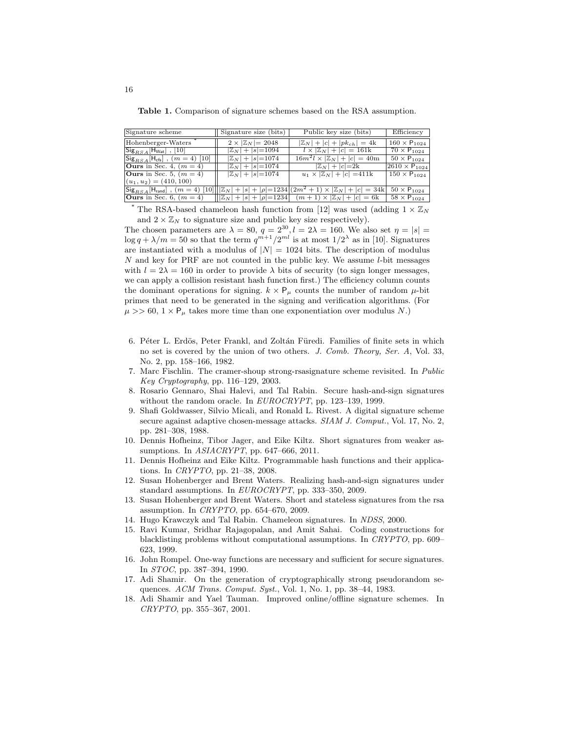**Table 1.** Comparison of signature schemes based on the RSA assumption.

| Signature scheme | Signature size (bits) | Public key size (bits) | Efficiency |
|---|---|---|---|
| Hohenberger-Waters [*] | $2 \times \lvert\mathbb{Z}_N\rvert = 2048$ | $\lvert\mathbb{Z}_N\rvert + \lvert c\rvert + \lvert pk_{ch}\rvert = 4\text{k}$ | $160 \times \mathsf{P}_{1024}$ |
| $\mathsf{Sig}_{RSA}[\mathsf{H}_{\mathsf{Wat}}]$, [10] | $\lvert\mathbb{Z}_N\rvert + \lvert s\rvert = 1094$ | $l \times \lvert\mathbb{Z}_N\rvert + \lvert c\rvert = 161\text{k}$ | $70 \times \mathsf{P}_{1024}$ |
| $\mathsf{Sig}_{RSA}[\mathsf{H}_{\mathsf{cfs}}]$, $(m = 4)$ [10] | $\lvert\mathbb{Z}_N\rvert + \lvert s\rvert = 1074$ | $16m^2 l \times \lvert\mathbb{Z}_N\rvert + \lvert c\rvert = 40\text{m}$ | $50 \times \mathsf{P}_{1024}$ |
| **Ours** in Sec. 4, $(m = 4)$ | $\lvert\mathbb{Z}_N\rvert + \lvert s\rvert = 1074$ | $\lvert\mathbb{Z}_N\rvert + \lvert c\rvert = 2\text{k}$ | $2610 \times \mathsf{P}_{1024}$ |
| **Ours** in Sec. 5, $(m = 4)$ $(u_1, u_2) = (410, 100)$ | $\lvert\mathbb{Z}_N\rvert + \lvert s\rvert = 1074$ | $u_1 \times \lvert\mathbb{Z}_N\rvert + \lvert c\rvert = 411\text{k}$ | $150 \times \mathsf{P}_{1024}$ |
| $\mathsf{Sig}_{RSA}[\mathsf{H}_{\mathsf{rand}}]$, $(m = 4)$ [10] | $\lvert\mathbb{Z}_N\rvert + \lvert s\rvert + \lvert\rho\rvert = 1234$ | $(2m^2 + 1) \times \lvert\mathbb{Z}_N\rvert + \lvert c\rvert = 34\text{k}$ | $50 \times \mathsf{P}_{1024}$ |
| **Ours** in Sec. 6, $(m = 4)$ | $\lvert\mathbb{Z}_N\rvert + \lvert s\rvert + \lvert\rho\rvert = 1234$ | $(m + 1) \times \lvert\mathbb{Z}_N\rvert + \lvert c\rvert = 6\text{k}$ | $58 \times \mathsf{P}_{1024}$ |

[*] The RSA-based chameleon hash function from [12] was used (adding $1 \times \mathbb{Z}_N$ and $2 \times \mathbb{Z}_N$ to signature size and public key size respectively).

The chosen parameters are $\lambda = 80$, $q = 2^{30}$, $l = 2\lambda = 160$. We also set $\eta = |s| = \log q + \lambda/m = 50$ so that the term $q^{m+1}/2^{ml}$ is at most $1/2^{\lambda}$ as in [10]. Signatures are instantiated with a modulus of $|N| = 1024$ bits. The description of modulus $N$ and key for PRF are not counted in the public key. We assume $l$-bit messages with $l = 2\lambda = 160$ in order to provide $\lambda$ bits of security (to sign longer messages, we can apply a collision resistant hash function first.) The efficiency column counts the dominant operations for signing. $k \times \mathsf{P}_{\mu}$ counts the number of random $\mu$-bit primes that need to be generated in the signing and verification algorithms. (For $\mu >> 60$, $1 \times \mathsf{P}_{\mu}$ takes more time than one exponentiation over modulus $N$.)

6. Péter L. Erdös, Peter Frankl, and Zoltán Füredi. Families of finite sets in which no set is covered by the union of two others. *J. Comb. Theory, Ser. A*, Vol. 33, No. 2, pp. 158–166, 1982.
7. Marc Fischlin. The cramer-shoup strong-rsasignature scheme revisited. In *Public Key Cryptography*, pp. 116–129, 2003.
8. Rosario Gennaro, Shai Halevi, and Tal Rabin. Secure hash-and-sign signatures without the random oracle. In *EUROCRYPT*, pp. 123–139, 1999.
9. Shafi Goldwasser, Silvio Micali, and Ronald L. Rivest. A digital signature scheme secure against adaptive chosen-message attacks. *SIAM J. Comput.*, Vol. 17, No. 2, pp. 281–308, 1988.
10. Dennis Hofheinz, Tibor Jager, and Eike Kiltz. Short signatures from weaker assumptions. In *ASIACRYPT*, pp. 647–666, 2011.
11. Dennis Hofheinz and Eike Kiltz. Programmable hash functions and their applications. In *CRYPTO*, pp. 21–38, 2008.
12. Susan Hohenberger and Brent Waters. Realizing hash-and-sign signatures under standard assumptions. In *EUROCRYPT*, pp. 333–350, 2009.
13. Susan Hohenberger and Brent Waters. Short and stateless signatures from the rsa assumption. In *CRYPTO*, pp. 654–670, 2009.
14. Hugo Krawczyk and Tal Rabin. Chameleon signatures. In *NDSS*, 2000.
15. Ravi Kumar, Sridhar Rajagopalan, and Amit Sahai. Coding constructions for blacklisting problems without computational assumptions. In *CRYPTO*, pp. 609–623, 1999.
16. John Rompel. One-way functions are necessary and sufficient for secure signatures. In *STOC*, pp. 387–394, 1990.
17. Adi Shamir. On the generation of cryptographically strong pseudorandom sequences. *ACM Trans. Comput. Syst.*, Vol. 1, No. 1, pp. 38–44, 1983.
18. Adi Shamir and Yael Tauman. Improved online/offline signature schemes. In *CRYPTO*, pp. 355–367, 2001.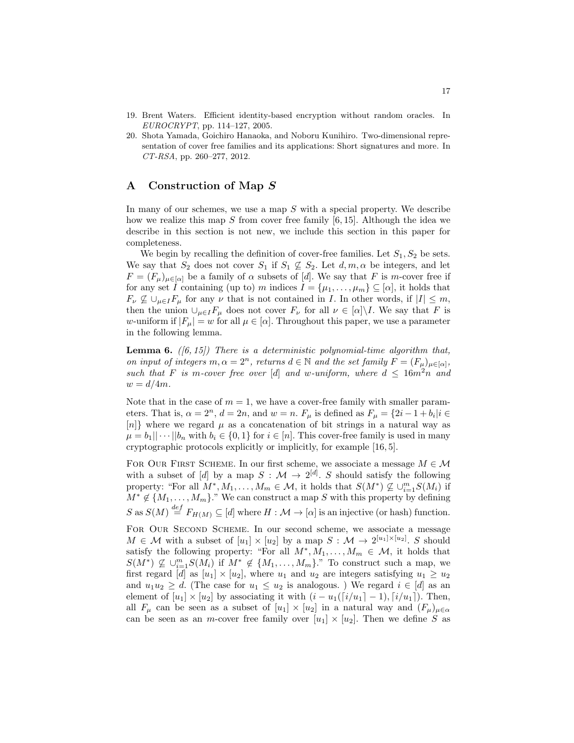19. Brent Waters. Efficient identity-based encryption without random oracles. In *EUROCRYPT*, pp. 114–127, 2005.
20. Shota Yamada, Goichiro Hanaoka, and Noboru Kunihiro. Two-dimensional representation of cover free families and its applications: Short signatures and more. In *CT-RSA*, pp. 260–277, 2012.

## A Construction of Map $S$

In many of our schemes, we use a map $S$ with a special property. We describe how we realize this map $S$ from cover free family [6, 15]. Although the idea we describe in this section is not new, we include this section in this paper for completeness.

We begin by recalling the definition of cover-free families. Let $S_1, S_2$ be sets. We say that $S_2$ does not cover $S_1$ if $S_1 \not\subseteq S_2$. Let $d, m, \alpha$ be integers, and let $F = (F_\mu)_{\mu \in [\alpha]}$ be a family of $\alpha$ subsets of $[d]$. We say that $F$ is $m$-cover free if for any set $I$ containing (up to) $m$ indices $I = \{\mu_1, \ldots, \mu_m\} \subseteq [\alpha]$, it holds that $F_\nu \not\subseteq \cup_{\mu \in I} F_\mu$ for any $\nu$ that is not contained in $I$. In other words, if $|I| \leq m$, then the union $\cup_{\mu \in I} F_\mu$ does not cover $F_\nu$ for all $\nu \in [\alpha] \backslash I$. We say that $F$ is $w$-uniform if $|F_\mu| = w$ for all $\mu \in [\alpha]$. Throughout this paper, we use a parameter in the following lemma.

**Lemma 6.** *([6, 15]) There is a deterministic polynomial-time algorithm that, on input of integers $m, \alpha = 2^n$, returns $d \in \mathbb{N}$ and the set family $F = (F_\mu)_{\mu \in [\alpha]}$, such that $F$ is $m$-cover free over $[d]$ and $w$-uniform, where $d \leq 16m^2 n$ and $w = d/4m$.*

Note that in the case of $m = 1$, we have a cover-free family with smaller parameters. That is, $\alpha = 2^n$, $d = 2n$, and $w = n$. $F_\mu$ is defined as $F_\mu = \{2i - 1 + b_i | i \in [n]\}$ where we regard $\mu$ as a concatenation of bit strings in a natural way as $\mu = b_1 || \cdots || b_n$ with $b_i \in \{0, 1\}$ for $i \in [n]$. This cover-free family is used in many cryptographic protocols explicitly or implicitly, for example [16, 5].

For Our First Scheme. In our first scheme, we associate a message $M \in \mathcal{M}$ with a subset of $[d]$ by a map $S : \mathcal{M} \to 2^{[d]}$. $S$ should satisfy the following property: "For all $M^*, M_1, \ldots, M_m \in \mathcal{M}$, it holds that $S(M^*) \not\subseteq \cup_{i=1}^m S(M_i)$ if $M^* \notin \{M_1, \ldots, M_m\}$." We can construct a map $S$ with this property by defining $S$ as $S(M) \stackrel{def}{=} F_{H(M)} \subseteq [d]$ where $H : \mathcal{M} \to [\alpha]$ is an injective (or hash) function.

For Our Second Scheme. In our second scheme, we associate a message $M \in \mathcal{M}$ with a subset of $[u_1] \times [u_2]$ by a map $S : \mathcal{M} \to 2^{[u_1] \times [u_2]}$. $S$ should satisfy the following property: "For all $M^*, M_1, \ldots, M_m \in \mathcal{M}$, it holds that $S(M^*) \not\subseteq \cup_{i=1}^m S(M_i)$ if $M^* \notin \{M_1, \ldots, M_m\}$." To construct such a map, we first regard $[d]$ as $[u_1] \times [u_2]$, where $u_1$ and $u_2$ are integers satisfying $u_1 \geq u_2$ and $u_1 u_2 \geq d$. (The case for $u_1 \leq u_2$ is analogous. ) We regard $i \in [d]$ as an element of $[u_1] \times [u_2]$ by associating it with $(i - u_1(\lceil i/u_1 \rceil - 1), \lceil i/u_1 \rceil)$. Then, all $F_\mu$ can be seen as a subset of $[u_1] \times [u_2]$ in a natural way and $(F_\mu)_{\mu \in \alpha}$ can be seen as an $m$-cover free family over $[u_1] \times [u_2]$. Then we define $S$ as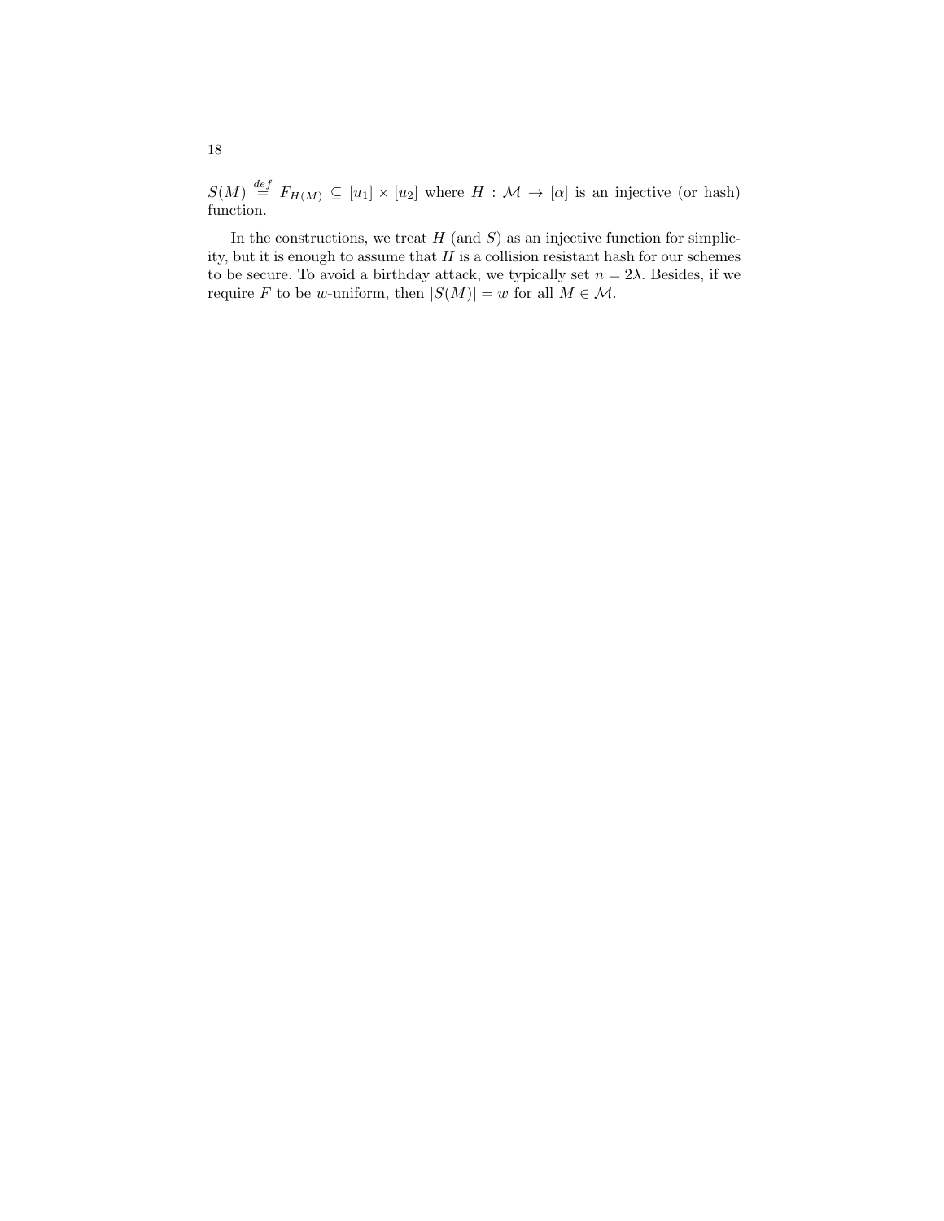$S(M) \stackrel{def}{=} F_{H(M)} \subseteq [u_1] \times [u_2]$ where $H : \mathcal{M} \to [\alpha]$ is an injective (or hash) function.

In the constructions, we treat $H$ (and $S$) as an injective function for simplicity, but it is enough to assume that $H$ is a collision resistant hash for our schemes to be secure. To avoid a birthday attack, we typically set $n = 2\lambda$. Besides, if we require $F$ to be $w$-uniform, then $|S(M)| = w$ for all $M \in \mathcal{M}$.